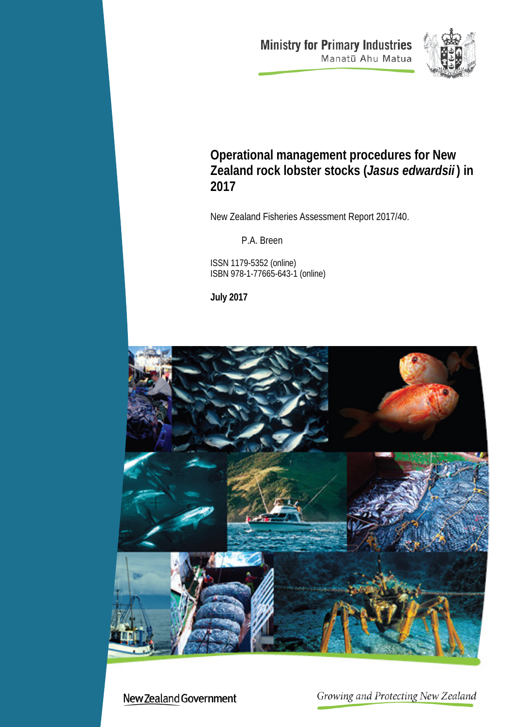Ministry for Primary Industries
Manatū Ahu Matua

# Operational management procedures for New Zealand rock lobster stocks (*Jasus edwardsii*) in 2017

New Zealand Fisheries Assessment Report 2017/40.

P.A. Breen

ISSN 1179-5352 (online)
ISBN 978-1-77665-643-1 (online)

**July 2017**

New Zealand Government

*Growing and Protecting New Zealand*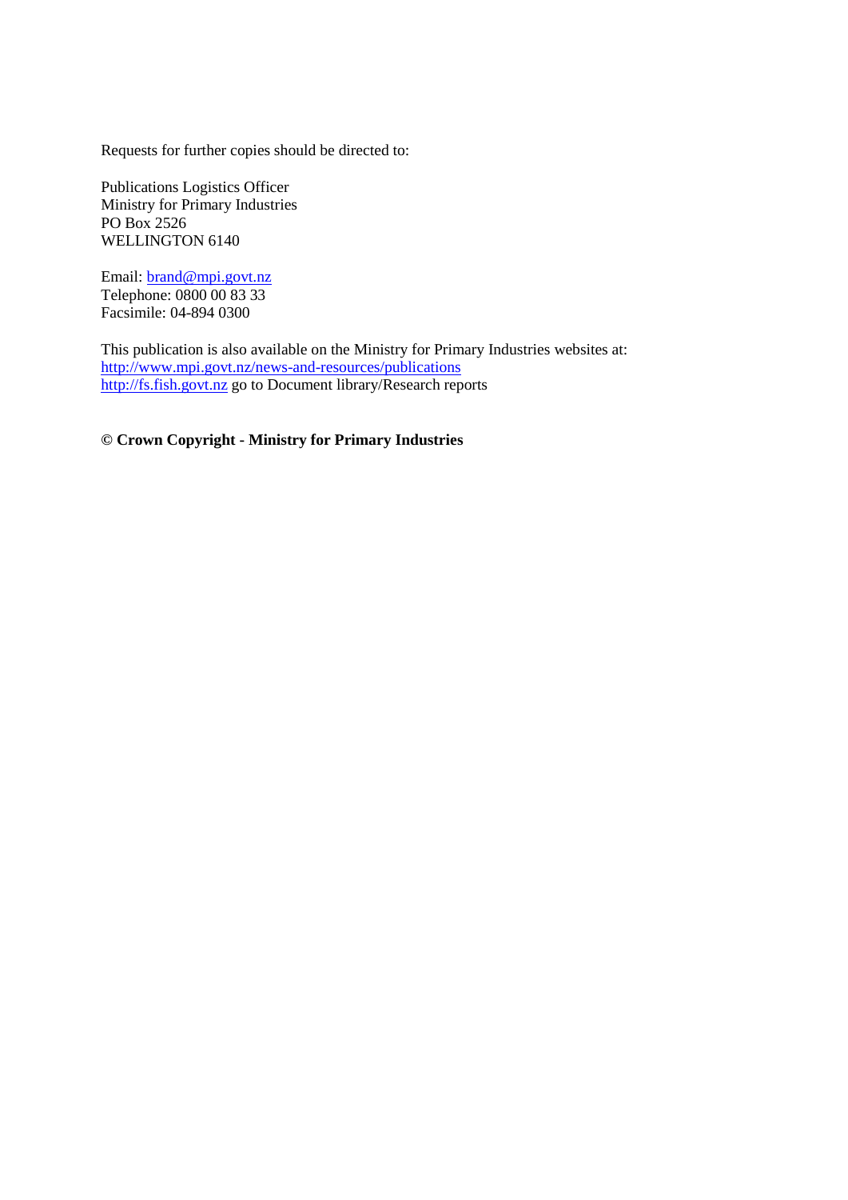Requests for further copies should be directed to:

Publications Logistics Officer
Ministry for Primary Industries
PO Box 2526
WELLINGTON 6140

Email: brand@mpi.govt.nz
Telephone: 0800 00 83 33
Facsimile: 04-894 0300

This publication is also available on the Ministry for Primary Industries websites at:
http://www.mpi.govt.nz/news-and-resources/publications
http://fs.fish.govt.nz go to Document library/Research reports

**© Crown Copyright - Ministry for Primary Industries**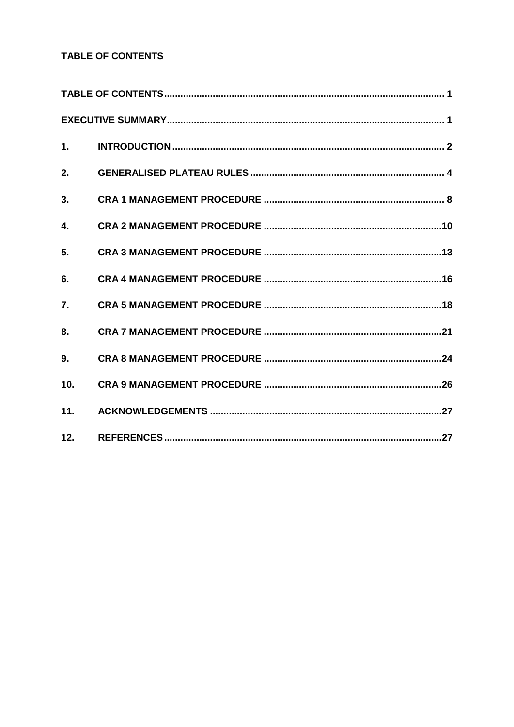**TABLE OF CONTENTS**

TABLE OF CONTENTS ........................................................................................................ 1

EXECUTIVE SUMMARY ...................................................................................................... 1

1. INTRODUCTION ........................................................................................................ 2

2. GENERALISED PLATEAU RULES ........................................................................... 4

3. CRA 1 MANAGEMENT PROCEDURE ....................................................................... 8

4. CRA 2 MANAGEMENT PROCEDURE ..................................................................... 10

5. CRA 3 MANAGEMENT PROCEDURE ..................................................................... 13

6. CRA 4 MANAGEMENT PROCEDURE ..................................................................... 16

7. CRA 5 MANAGEMENT PROCEDURE ..................................................................... 18

8. CRA 7 MANAGEMENT PROCEDURE ..................................................................... 21

9. CRA 8 MANAGEMENT PROCEDURE ..................................................................... 24

10. CRA 9 MANAGEMENT PROCEDURE ..................................................................... 26

11. ACKNOWLEDGEMENTS .......................................................................................... 27

12. REFERENCES ........................................................................................................... 27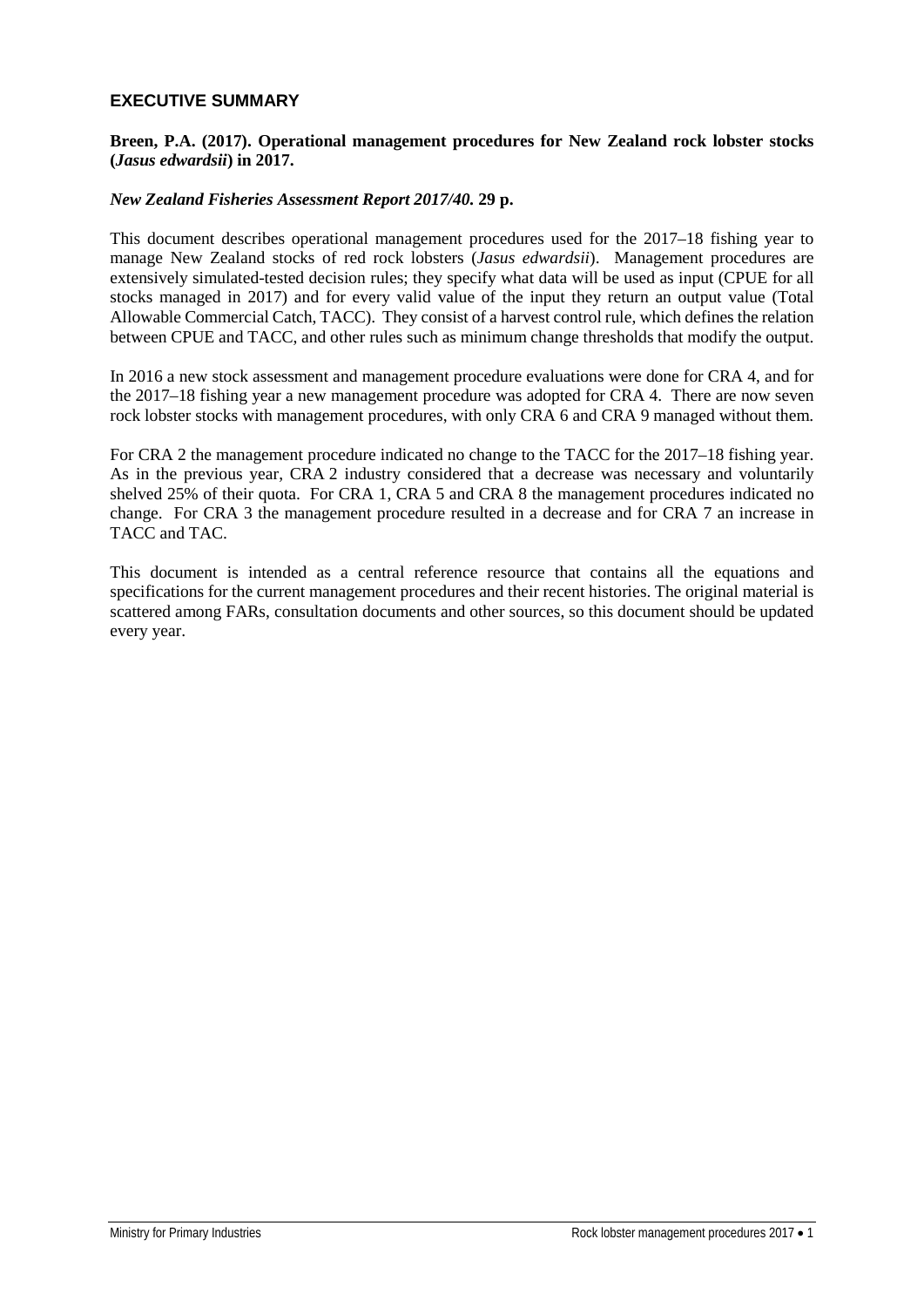## EXECUTIVE SUMMARY

**Breen, P.A. (2017). Operational management procedures for New Zealand rock lobster stocks (*Jasus edwardsii*) in 2017.**

***New Zealand Fisheries Assessment Report 2017/40*. 29 p.**

This document describes operational management procedures used for the 2017–18 fishing year to manage New Zealand stocks of red rock lobsters (*Jasus edwardsii*). Management procedures are extensively simulated-tested decision rules; they specify what data will be used as input (CPUE for all stocks managed in 2017) and for every valid value of the input they return an output value (Total Allowable Commercial Catch, TACC). They consist of a harvest control rule, which defines the relation between CPUE and TACC, and other rules such as minimum change thresholds that modify the output.

In 2016 a new stock assessment and management procedure evaluations were done for CRA 4, and for the 2017–18 fishing year a new management procedure was adopted for CRA 4. There are now seven rock lobster stocks with management procedures, with only CRA 6 and CRA 9 managed without them.

For CRA 2 the management procedure indicated no change to the TACC for the 2017–18 fishing year. As in the previous year, CRA 2 industry considered that a decrease was necessary and voluntarily shelved 25% of their quota. For CRA 1, CRA 5 and CRA 8 the management procedures indicated no change. For CRA 3 the management procedure resulted in a decrease and for CRA 7 an increase in TACC and TAC.

This document is intended as a central reference resource that contains all the equations and specifications for the current management procedures and their recent histories. The original material is scattered among FARs, consultation documents and other sources, so this document should be updated every year.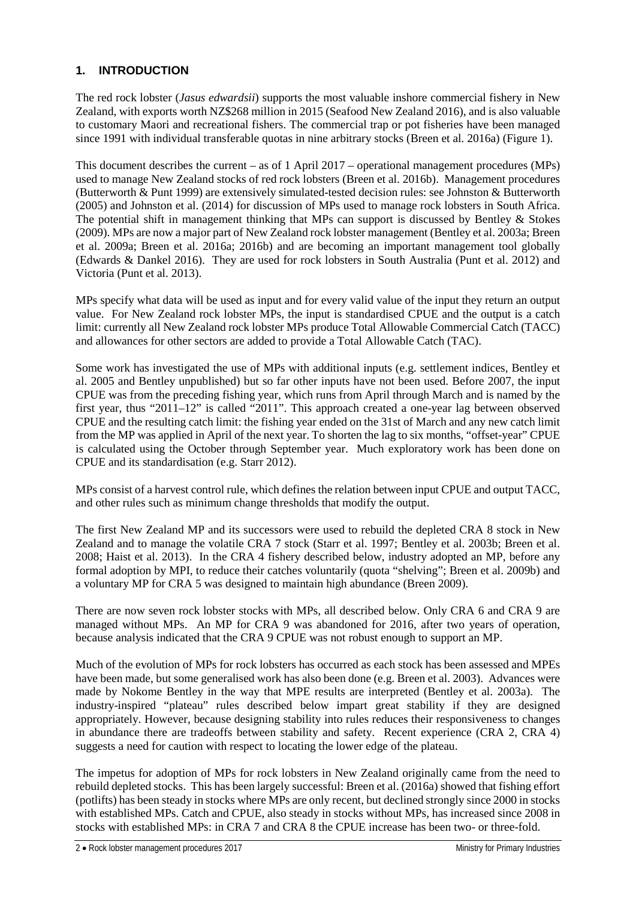## 1. INTRODUCTION

The red rock lobster (*Jasus edwardsii*) supports the most valuable inshore commercial fishery in New Zealand, with exports worth NZ$268 million in 2015 (Seafood New Zealand 2016), and is also valuable to customary Maori and recreational fishers. The commercial trap or pot fisheries have been managed since 1991 with individual transferable quotas in nine arbitrary stocks (Breen et al. 2016a) (Figure 1).

This document describes the current – as of 1 April 2017 – operational management procedures (MPs) used to manage New Zealand stocks of red rock lobsters (Breen et al. 2016b). Management procedures (Butterworth & Punt 1999) are extensively simulated-tested decision rules: see Johnston & Butterworth (2005) and Johnston et al. (2014) for discussion of MPs used to manage rock lobsters in South Africa. The potential shift in management thinking that MPs can support is discussed by Bentley & Stokes (2009). MPs are now a major part of New Zealand rock lobster management (Bentley et al. 2003a; Breen et al. 2009a; Breen et al. 2016a; 2016b) and are becoming an important management tool globally (Edwards & Dankel 2016). They are used for rock lobsters in South Australia (Punt et al. 2012) and Victoria (Punt et al. 2013).

MPs specify what data will be used as input and for every valid value of the input they return an output value. For New Zealand rock lobster MPs, the input is standardised CPUE and the output is a catch limit: currently all New Zealand rock lobster MPs produce Total Allowable Commercial Catch (TACC) and allowances for other sectors are added to provide a Total Allowable Catch (TAC).

Some work has investigated the use of MPs with additional inputs (e.g. settlement indices, Bentley et al. 2005 and Bentley unpublished) but so far other inputs have not been used. Before 2007, the input CPUE was from the preceding fishing year, which runs from April through March and is named by the first year, thus "2011–12" is called "2011". This approach created a one-year lag between observed CPUE and the resulting catch limit: the fishing year ended on the 31st of March and any new catch limit from the MP was applied in April of the next year. To shorten the lag to six months, "offset-year" CPUE is calculated using the October through September year. Much exploratory work has been done on CPUE and its standardisation (e.g. Starr 2012).

MPs consist of a harvest control rule, which defines the relation between input CPUE and output TACC, and other rules such as minimum change thresholds that modify the output.

The first New Zealand MP and its successors were used to rebuild the depleted CRA 8 stock in New Zealand and to manage the volatile CRA 7 stock (Starr et al. 1997; Bentley et al. 2003b; Breen et al. 2008; Haist et al. 2013). In the CRA 4 fishery described below, industry adopted an MP, before any formal adoption by MPI, to reduce their catches voluntarily (quota "shelving"; Breen et al. 2009b) and a voluntary MP for CRA 5 was designed to maintain high abundance (Breen 2009).

There are now seven rock lobster stocks with MPs, all described below. Only CRA 6 and CRA 9 are managed without MPs. An MP for CRA 9 was abandoned for 2016, after two years of operation, because analysis indicated that the CRA 9 CPUE was not robust enough to support an MP.

Much of the evolution of MPs for rock lobsters has occurred as each stock has been assessed and MPEs have been made, but some generalised work has also been done (e.g. Breen et al. 2003). Advances were made by Nokome Bentley in the way that MPE results are interpreted (Bentley et al. 2003a). The industry-inspired "plateau" rules described below impart great stability if they are designed appropriately. However, because designing stability into rules reduces their responsiveness to changes in abundance there are tradeoffs between stability and safety. Recent experience (CRA 2, CRA 4) suggests a need for caution with respect to locating the lower edge of the plateau.

The impetus for adoption of MPs for rock lobsters in New Zealand originally came from the need to rebuild depleted stocks. This has been largely successful: Breen et al. (2016a) showed that fishing effort (potlifts) has been steady in stocks where MPs are only recent, but declined strongly since 2000 in stocks with established MPs. Catch and CPUE, also steady in stocks without MPs, has increased since 2008 in stocks with established MPs: in CRA 7 and CRA 8 the CPUE increase has been two- or three-fold.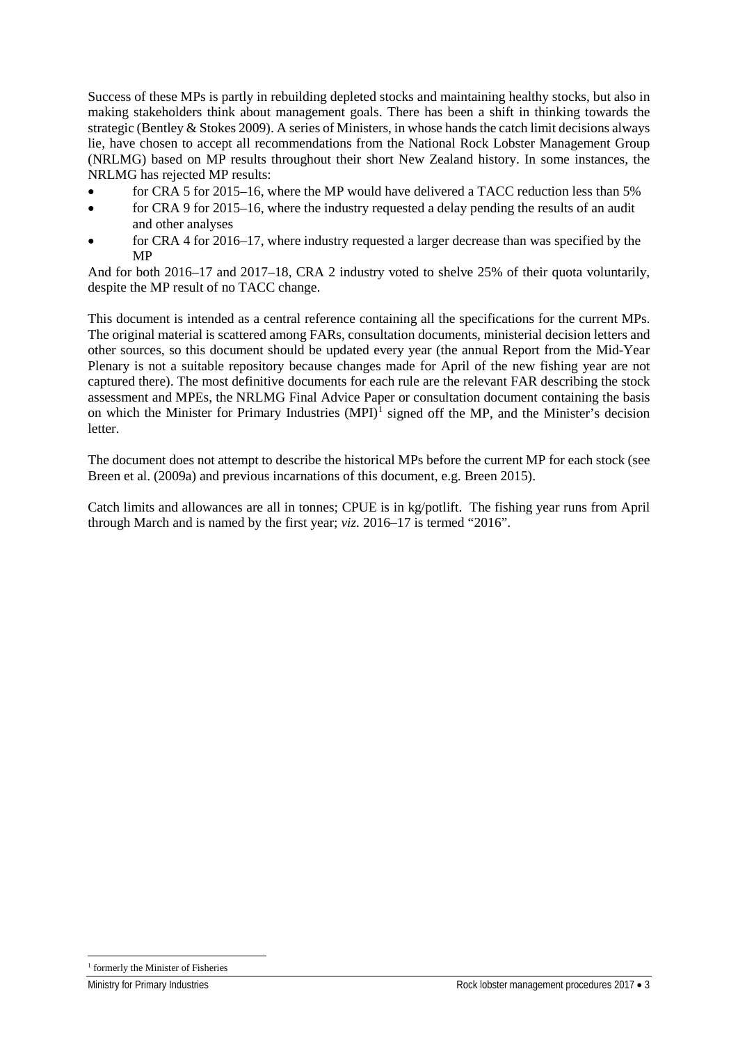Success of these MPs is partly in rebuilding depleted stocks and maintaining healthy stocks, but also in making stakeholders think about management goals. There has been a shift in thinking towards the strategic (Bentley & Stokes 2009). A series of Ministers, in whose hands the catch limit decisions always lie, have chosen to accept all recommendations from the National Rock Lobster Management Group (NRLMG) based on MP results throughout their short New Zealand history. In some instances, the NRLMG has rejected MP results:

- for CRA 5 for 2015–16, where the MP would have delivered a TACC reduction less than 5%
- for CRA 9 for 2015–16, where the industry requested a delay pending the results of an audit and other analyses
- for CRA 4 for 2016–17, where industry requested a larger decrease than was specified by the MP

And for both 2016–17 and 2017–18, CRA 2 industry voted to shelve 25% of their quota voluntarily, despite the MP result of no TACC change.

This document is intended as a central reference containing all the specifications for the current MPs. The original material is scattered among FARs, consultation documents, ministerial decision letters and other sources, so this document should be updated every year (the annual Report from the Mid-Year Plenary is not a suitable repository because changes made for April of the new fishing year are not captured there). The most definitive documents for each rule are the relevant FAR describing the stock assessment and MPEs, the NRLMG Final Advice Paper or consultation document containing the basis on which the Minister for Primary Industries (MPI)[1] signed off the MP, and the Minister's decision letter.

The document does not attempt to describe the historical MPs before the current MP for each stock (see Breen et al. (2009a) and previous incarnations of this document, e.g. Breen 2015).

Catch limits and allowances are all in tonnes; CPUE is in kg/potlift. The fishing year runs from April through March and is named by the first year; *viz.* 2016–17 is termed "2016".

[1] formerly the Minister of Fisheries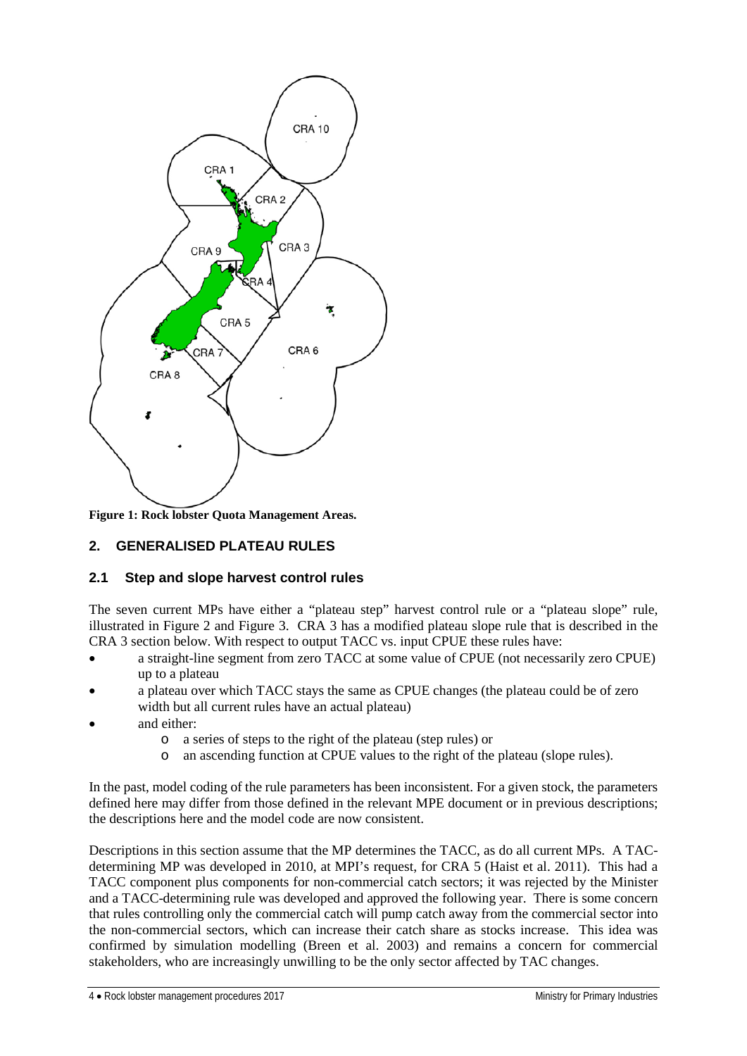**Figure 1: Rock lobster Quota Management Areas.**

## 2. GENERALISED PLATEAU RULES

### 2.1 Step and slope harvest control rules

The seven current MPs have either a "plateau step" harvest control rule or a "plateau slope" rule, illustrated in Figure 2 and Figure 3. CRA 3 has a modified plateau slope rule that is described in the CRA 3 section below. With respect to output TACC vs. input CPUE these rules have:

- a straight-line segment from zero TACC at some value of CPUE (not necessarily zero CPUE) up to a plateau
- a plateau over which TACC stays the same as CPUE changes (the plateau could be of zero width but all current rules have an actual plateau)
- and either:
  - a series of steps to the right of the plateau (step rules) or
  - an ascending function at CPUE values to the right of the plateau (slope rules).

In the past, model coding of the rule parameters has been inconsistent. For a given stock, the parameters defined here may differ from those defined in the relevant MPE document or in previous descriptions; the descriptions here and the model code are now consistent.

Descriptions in this section assume that the MP determines the TACC, as do all current MPs. A TAC-determining MP was developed in 2010, at MPI's request, for CRA 5 (Haist et al. 2011). This had a TACC component plus components for non-commercial catch sectors; it was rejected by the Minister and a TACC-determining rule was developed and approved the following year. There is some concern that rules controlling only the commercial catch will pump catch away from the commercial sector into the non-commercial sectors, which can increase their catch share as stocks increase. This idea was confirmed by simulation modelling (Breen et al. 2003) and remains a concern for commercial stakeholders, who are increasingly unwilling to be the only sector affected by TAC changes.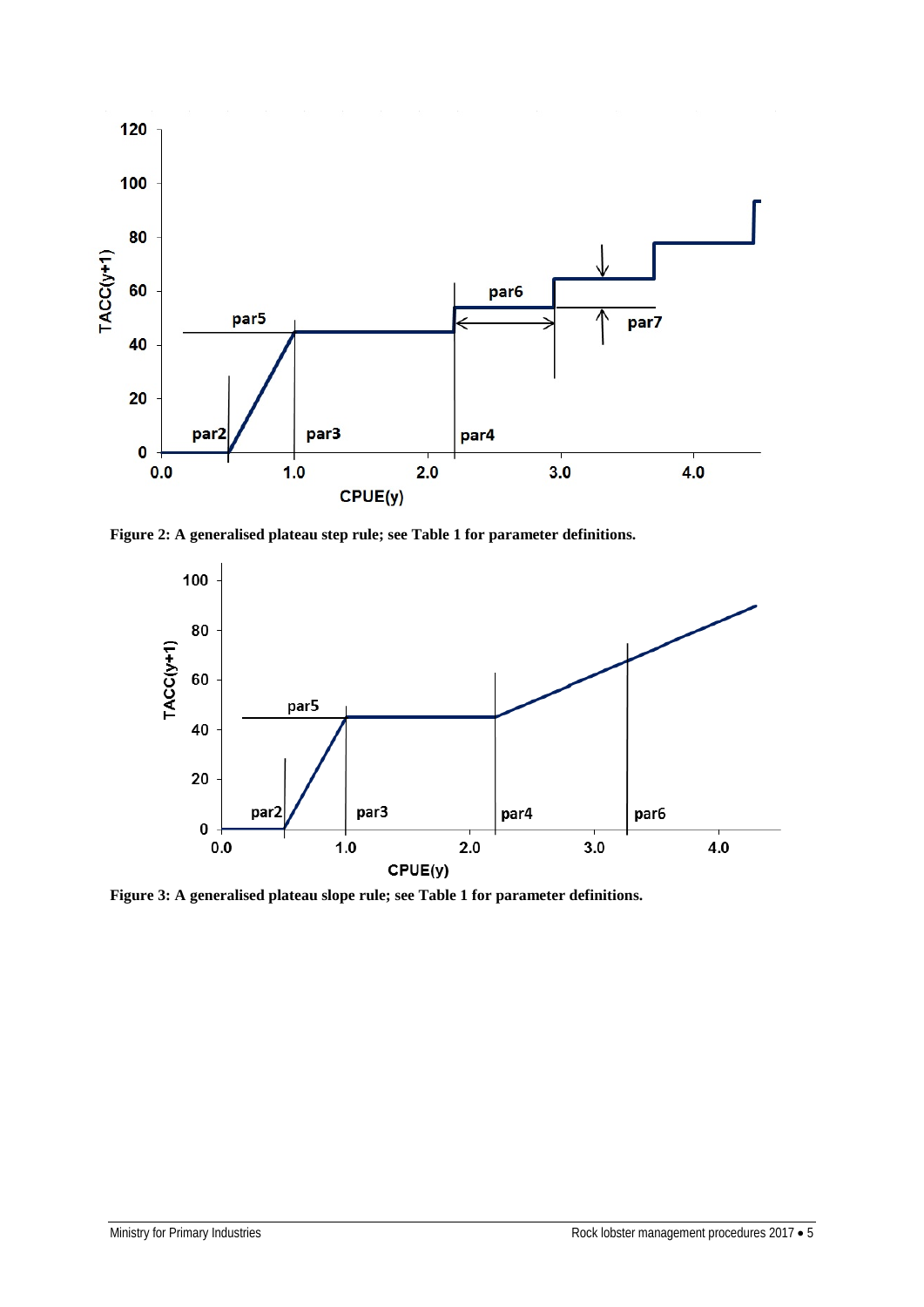Figure 2: A generalised plateau step rule; see Table 1 for parameter definitions.

Figure 3: A generalised plateau slope rule; see Table 1 for parameter definitions.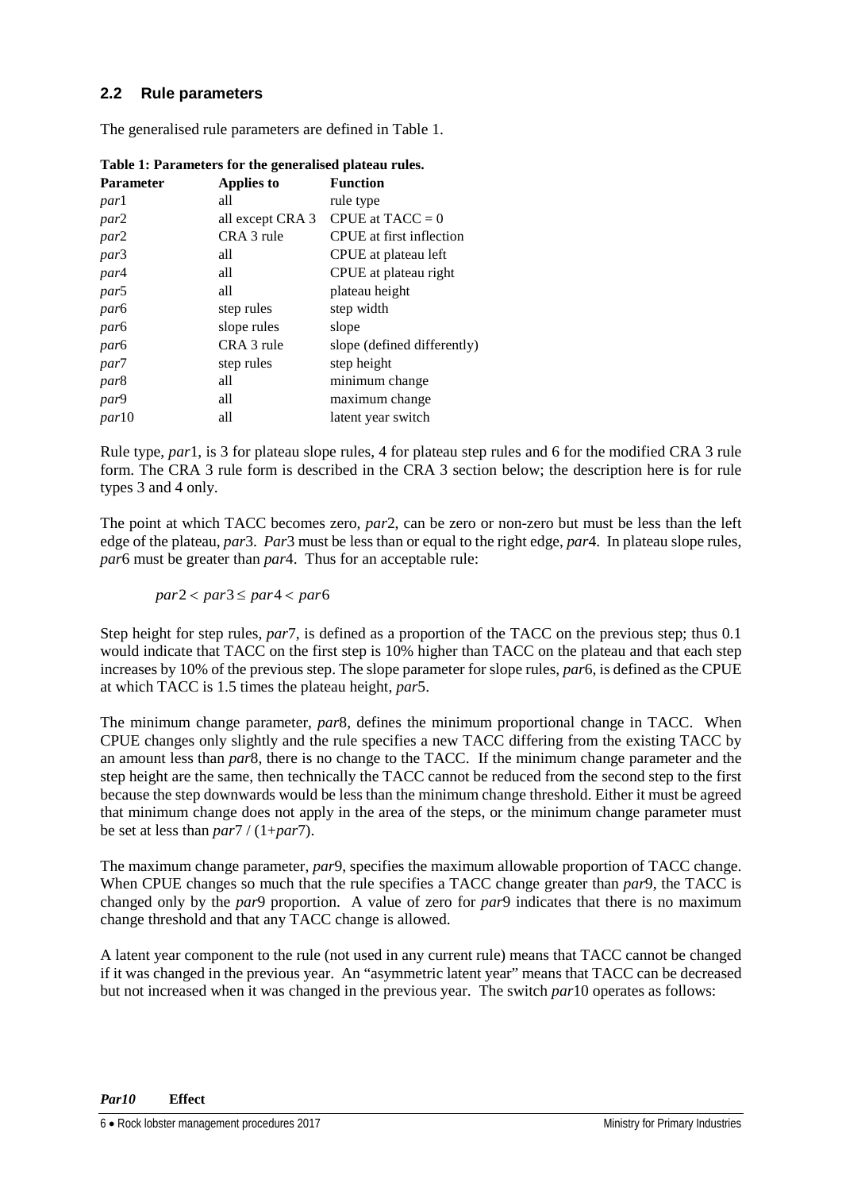## 2.2 Rule parameters

The generalised rule parameters are defined in Table 1.

**Table 1: Parameters for the generalised plateau rules.**

| Parameter | Applies to | Function |
|---|---|---|
| *par*1 | all | rule type |
| *par*2 | all except CRA 3 | CPUE at TACC = 0 |
| *par*2 | CRA 3 rule | CPUE at first inflection |
| *par*3 | all | CPUE at plateau left |
| *par*4 | all | CPUE at plateau right |
| *par*5 | all | plateau height |
| *par*6 | step rules | step width |
| *par*6 | slope rules | slope |
| *par*6 | CRA 3 rule | slope (defined differently) |
| *par*7 | step rules | step height |
| *par*8 | all | minimum change |
| *par*9 | all | maximum change |
| *par*10 | all | latent year switch |

Rule type, *par*1, is 3 for plateau slope rules, 4 for plateau step rules and 6 for the modified CRA 3 rule form. The CRA 3 rule form is described in the CRA 3 section below; the description here is for rule types 3 and 4 only.

The point at which TACC becomes zero, *par*2, can be zero or non-zero but must be less than the left edge of the plateau, *par*3. *Par*3 must be less than or equal to the right edge, *par*4. In plateau slope rules, *par*6 must be greater than *par*4. Thus for an acceptable rule:

$$par2 < par3 \leq par4 < par6$$

Step height for step rules, *par*7, is defined as a proportion of the TACC on the previous step; thus 0.1 would indicate that TACC on the first step is 10% higher than TACC on the plateau and that each step increases by 10% of the previous step. The slope parameter for slope rules, *par*6, is defined as the CPUE at which TACC is 1.5 times the plateau height, *par*5.

The minimum change parameter, *par*8, defines the minimum proportional change in TACC. When CPUE changes only slightly and the rule specifies a new TACC differing from the existing TACC by an amount less than *par*8, there is no change to the TACC. If the minimum change parameter and the step height are the same, then technically the TACC cannot be reduced from the second step to the first because the step downwards would be less than the minimum change threshold. Either it must be agreed that minimum change does not apply in the area of the steps, or the minimum change parameter must be set at less than *par*7 / (1+*par*7).

The maximum change parameter, *par*9, specifies the maximum allowable proportion of TACC change. When CPUE changes so much that the rule specifies a TACC change greater than *par*9, the TACC is changed only by the *par*9 proportion. A value of zero for *par*9 indicates that there is no maximum change threshold and that any TACC change is allowed.

A latent year component to the rule (not used in any current rule) means that TACC cannot be changed if it was changed in the previous year. An "asymmetric latent year" means that TACC can be decreased but not increased when it was changed in the previous year. The switch *par*10 operates as follows:

| ***Par10*** | **Effect** |
|---|---|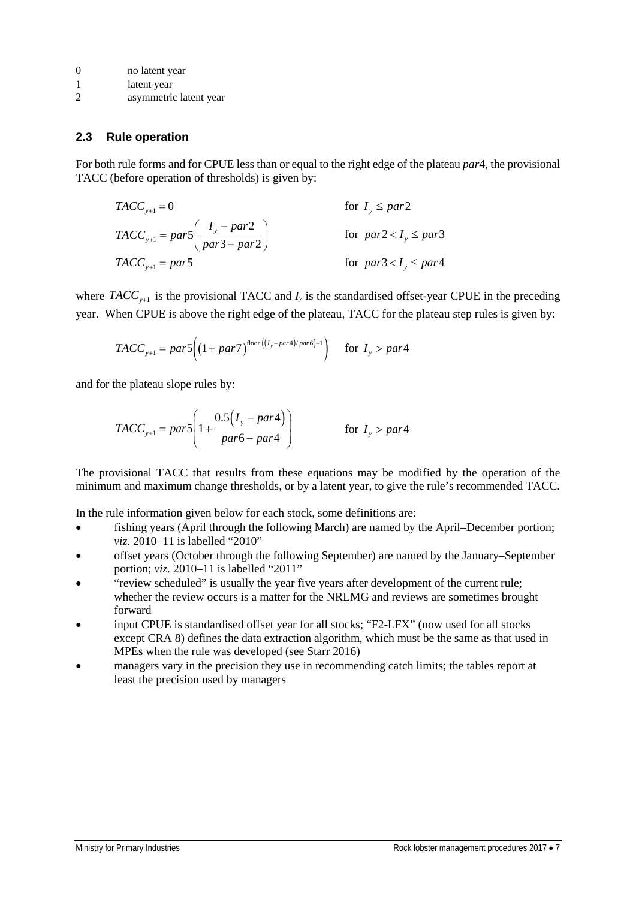0 no latent year
1 latent year
2 asymmetric latent year

### 2.3 Rule operation

For both rule forms and for CPUE less than or equal to the right edge of the plateau *par*4, the provisional TACC (before operation of thresholds) is given by:

$$TACC_{y+1} = 0 \qquad \text{for } I_y \le par2$$

$$TACC_{y+1} = par5\left(\frac{I_y - par2}{par3 - par2}\right) \qquad \text{for } par2 < I_y \le par3$$

$$TACC_{y+1} = par5 \qquad \text{for } par3 < I_y \le par4$$

where $TACC_{y+1}$ is the provisional TACC and $I_y$ is the standardised offset-year CPUE in the preceding year. When CPUE is above the right edge of the plateau, TACC for the plateau step rules is given by:

$$TACC_{y+1} = par5\left((1 + par7)^{\text{floor}\left((I_y - par4)/par6\right)+1}\right) \qquad \text{for } I_y > par4$$

and for the plateau slope rules by:

$$TACC_{y+1} = par5\left(1 + \frac{0.5\left(I_y - par4\right)}{par6 - par4}\right) \qquad \text{for } I_y > par4$$

The provisional TACC that results from these equations may be modified by the operation of the minimum and maximum change thresholds, or by a latent year, to give the rule's recommended TACC.

In the rule information given below for each stock, some definitions are:

- fishing years (April through the following March) are named by the April–December portion; *viz.* 2010–11 is labelled "2010"
- offset years (October through the following September) are named by the January–September portion; *viz.* 2010–11 is labelled "2011"
- "review scheduled" is usually the year five years after development of the current rule; whether the review occurs is a matter for the NRLMG and reviews are sometimes brought forward
- input CPUE is standardised offset year for all stocks; "F2-LFX" (now used for all stocks except CRA 8) defines the data extraction algorithm, which must be the same as that used in MPEs when the rule was developed (see Starr 2016)
- managers vary in the precision they use in recommending catch limits; the tables report at least the precision used by managers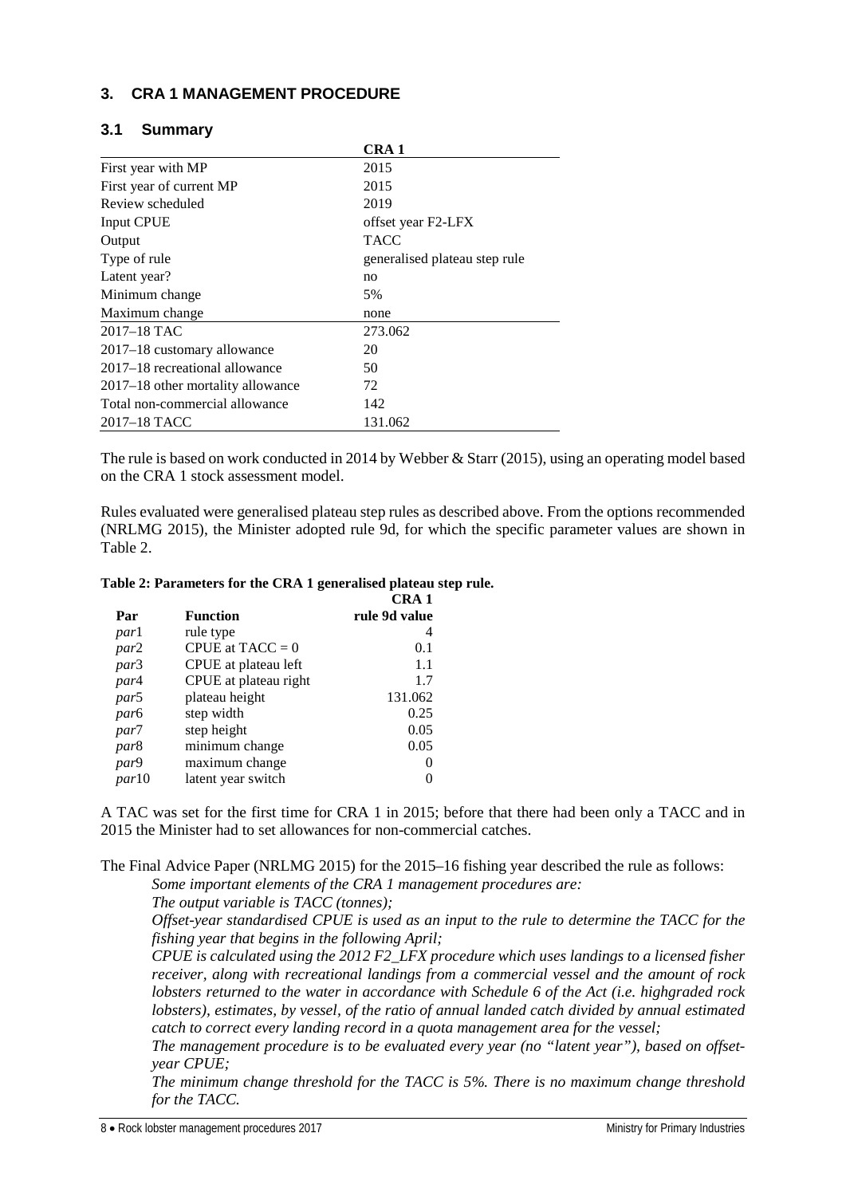## 3. CRA 1 MANAGEMENT PROCEDURE

### 3.1 Summary

| | CRA 1 |
|---|---|
| First year with MP | 2015 |
| First year of current MP | 2015 |
| Review scheduled | 2019 |
| Input CPUE | offset year F2-LFX |
| Output | TACC |
| Type of rule | generalised plateau step rule |
| Latent year? | no |
| Minimum change | 5% |
| Maximum change | none |
| 2017–18 TAC | 273.062 |
| 2017–18 customary allowance | 20 |
| 2017–18 recreational allowance | 50 |
| 2017–18 other mortality allowance | 72 |
| Total non-commercial allowance | 142 |
| 2017–18 TACC | 131.062 |

The rule is based on work conducted in 2014 by Webber & Starr (2015), using an operating model based on the CRA 1 stock assessment model.

Rules evaluated were generalised plateau step rules as described above. From the options recommended (NRLMG 2015), the Minister adopted rule 9d, for which the specific parameter values are shown in Table 2.

**Table 2: Parameters for the CRA 1 generalised plateau step rule.**

| Par | Function | CRA 1 rule 9d value |
|---|---|---|
| *par*1 | rule type | 4 |
| *par*2 | CPUE at TACC = 0 | 0.1 |
| *par*3 | CPUE at plateau left | 1.1 |
| *par*4 | CPUE at plateau right | 1.7 |
| *par*5 | plateau height | 131.062 |
| *par*6 | step width | 0.25 |
| *par*7 | step height | 0.05 |
| *par*8 | minimum change | 0.05 |
| *par*9 | maximum change | 0 |
| *par*10 | latent year switch | 0 |

A TAC was set for the first time for CRA 1 in 2015; before that there had been only a TACC and in 2015 the Minister had to set allowances for non-commercial catches.

The Final Advice Paper (NRLMG 2015) for the 2015–16 fishing year described the rule as follows:

> *Some important elements of the CRA 1 management procedures are:*
>
> *The output variable is TACC (tonnes);*
>
> *Offset-year standardised CPUE is used as an input to the rule to determine the TACC for the fishing year that begins in the following April;*
>
> *CPUE is calculated using the 2012 F2_LFX procedure which uses landings to a licensed fisher receiver, along with recreational landings from a commercial vessel and the amount of rock lobsters returned to the water in accordance with Schedule 6 of the Act (i.e. highgraded rock lobsters), estimates, by vessel, of the ratio of annual landed catch divided by annual estimated catch to correct every landing record in a quota management area for the vessel;*
>
> *The management procedure is to be evaluated every year (no "latent year"), based on offset-year CPUE;*
>
> *The minimum change threshold for the TACC is 5%. There is no maximum change threshold for the TACC.*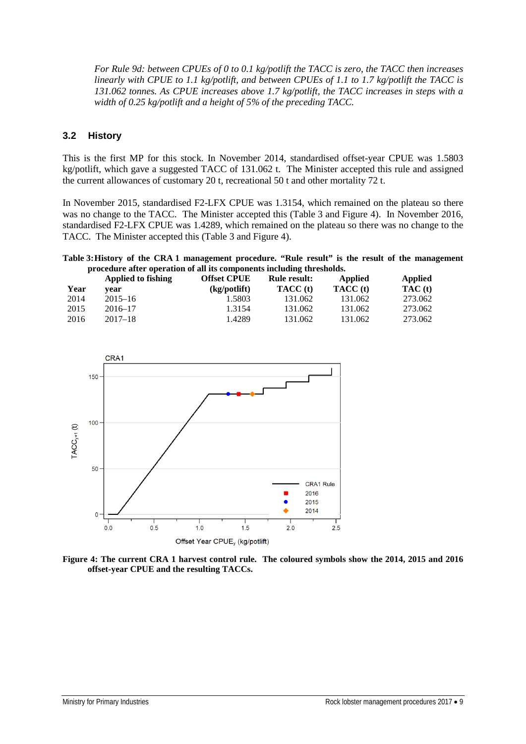*For Rule 9d: between CPUEs of 0 to 0.1 kg/potlift the TACC is zero, the TACC then increases linearly with CPUE to 1.1 kg/potlift, and between CPUEs of 1.1 to 1.7 kg/potlift the TACC is 131.062 tonnes. As CPUE increases above 1.7 kg/potlift, the TACC increases in steps with a width of 0.25 kg/potlift and a height of 5% of the preceding TACC.*

## 3.2 History

This is the first MP for this stock. In November 2014, standardised offset-year CPUE was 1.5803 kg/potlift, which gave a suggested TACC of 131.062 t. The Minister accepted this rule and assigned the current allowances of customary 20 t, recreational 50 t and other mortality 72 t.

In November 2015, standardised F2-LFX CPUE was 1.3154, which remained on the plateau so there was no change to the TACC. The Minister accepted this (Table 3 and Figure 4). In November 2016, standardised F2-LFX CPUE was 1.4289, which remained on the plateau so there was no change to the TACC. The Minister accepted this (Table 3 and Figure 4).

**Table 3: History of the CRA 1 management procedure. "Rule result" is the result of the management procedure after operation of all its components including thresholds.**

| Year | Applied to fishing year | Offset CPUE (kg/potlift) | Rule result: TACC (t) | Applied TACC (t) | Applied TAC (t) |
|---|---|---|---|---|---|
| 2014 | 2015–16 | 1.5803 | 131.062 | 131.062 | 273.062 |
| 2015 | 2016–17 | 1.3154 | 131.062 | 131.062 | 273.062 |
| 2016 | 2017–18 | 1.4289 | 131.062 | 131.062 | 273.062 |

**Figure 4: The current CRA 1 harvest control rule. The coloured symbols show the 2014, 2015 and 2016 offset-year CPUE and the resulting TACCs.**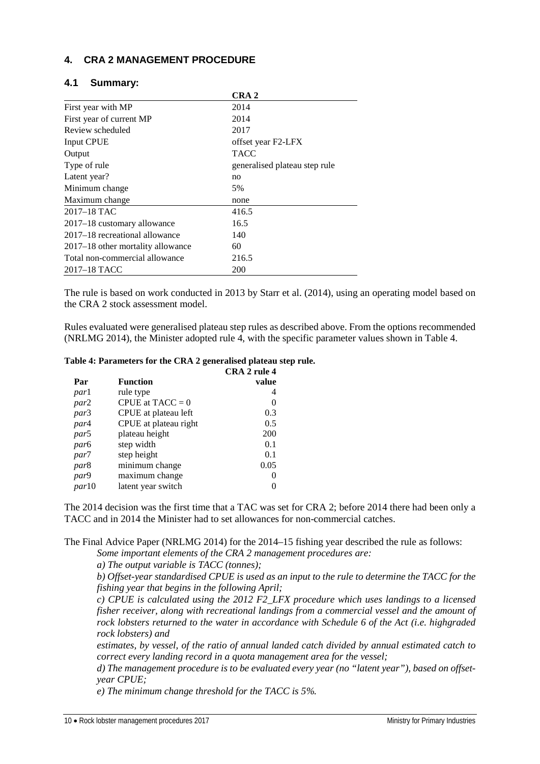## 4. CRA 2 MANAGEMENT PROCEDURE

### 4.1 Summary:

| | CRA 2 |
|---|---|
| First year with MP | 2014 |
| First year of current MP | 2014 |
| Review scheduled | 2017 |
| Input CPUE | offset year F2-LFX |
| Output | TACC |
| Type of rule | generalised plateau step rule |
| Latent year? | no |
| Minimum change | 5% |
| Maximum change | none |
| 2017–18 TAC | 416.5 |
| 2017–18 customary allowance | 16.5 |
| 2017–18 recreational allowance | 140 |
| 2017–18 other mortality allowance | 60 |
| Total non-commercial allowance | 216.5 |
| 2017–18 TACC | 200 |

The rule is based on work conducted in 2013 by Starr et al. (2014), using an operating model based on the CRA 2 stock assessment model.

Rules evaluated were generalised plateau step rules as described above. From the options recommended (NRLMG 2014), the Minister adopted rule 4, with the specific parameter values shown in Table 4.

**Table 4: Parameters for the CRA 2 generalised plateau step rule.**

| Par | Function | CRA 2 rule 4 value |
|---|---|---|
| *par*1 | rule type | 4 |
| *par*2 | CPUE at TACC = 0 | 0 |
| *par*3 | CPUE at plateau left | 0.3 |
| *par*4 | CPUE at plateau right | 0.5 |
| *par*5 | plateau height | 200 |
| *par*6 | step width | 0.1 |
| *par*7 | step height | 0.1 |
| *par*8 | minimum change | 0.05 |
| *par*9 | maximum change | 0 |
| *par*10 | latent year switch | 0 |

The 2014 decision was the first time that a TAC was set for CRA 2; before 2014 there had been only a TACC and in 2014 the Minister had to set allowances for non-commercial catches.

The Final Advice Paper (NRLMG 2014) for the 2014–15 fishing year described the rule as follows:

*Some important elements of the CRA 2 management procedures are:*

*a) The output variable is TACC (tonnes);*

*b) Offset-year standardised CPUE is used as an input to the rule to determine the TACC for the fishing year that begins in the following April;*

*c) CPUE is calculated using the 2012 F2_LFX procedure which uses landings to a licensed fisher receiver, along with recreational landings from a commercial vessel and the amount of rock lobsters returned to the water in accordance with Schedule 6 of the Act (i.e. highgraded rock lobsters) and*

*estimates, by vessel, of the ratio of annual landed catch divided by annual estimated catch to correct every landing record in a quota management area for the vessel;*

*d) The management procedure is to be evaluated every year (no "latent year"), based on offset-year CPUE;*

*e) The minimum change threshold for the TACC is 5%.*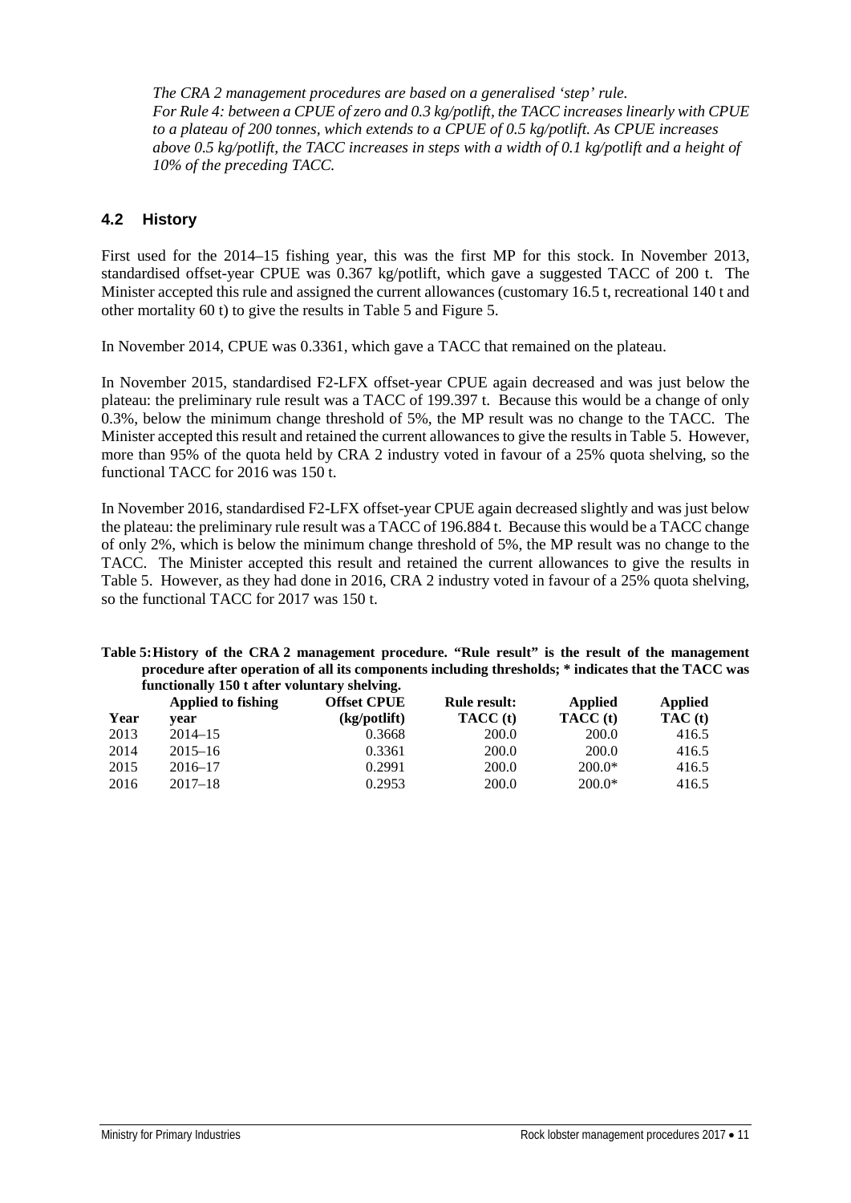*The CRA 2 management procedures are based on a generalised 'step' rule.*
*For Rule 4: between a CPUE of zero and 0.3 kg/potlift, the TACC increases linearly with CPUE to a plateau of 200 tonnes, which extends to a CPUE of 0.5 kg/potlift. As CPUE increases above 0.5 kg/potlift, the TACC increases in steps with a width of 0.1 kg/potlift and a height of 10% of the preceding TACC.*

### 4.2 History

First used for the 2014–15 fishing year, this was the first MP for this stock. In November 2013, standardised offset-year CPUE was 0.367 kg/potlift, which gave a suggested TACC of 200 t. The Minister accepted this rule and assigned the current allowances (customary 16.5 t, recreational 140 t and other mortality 60 t) to give the results in Table 5 and Figure 5.

In November 2014, CPUE was 0.3361, which gave a TACC that remained on the plateau.

In November 2015, standardised F2-LFX offset-year CPUE again decreased and was just below the plateau: the preliminary rule result was a TACC of 199.397 t. Because this would be a change of only 0.3%, below the minimum change threshold of 5%, the MP result was no change to the TACC. The Minister accepted this result and retained the current allowances to give the results in Table 5. However, more than 95% of the quota held by CRA 2 industry voted in favour of a 25% quota shelving, so the functional TACC for 2016 was 150 t.

In November 2016, standardised F2-LFX offset-year CPUE again decreased slightly and was just below the plateau: the preliminary rule result was a TACC of 196.884 t. Because this would be a TACC change of only 2%, which is below the minimum change threshold of 5%, the MP result was no change to the TACC. The Minister accepted this result and retained the current allowances to give the results in Table 5. However, as they had done in 2016, CRA 2 industry voted in favour of a 25% quota shelving, so the functional TACC for 2017 was 150 t.

**Table 5: History of the CRA 2 management procedure. "Rule result" is the result of the management procedure after operation of all its components including thresholds; * indicates that the TACC was functionally 150 t after voluntary shelving.**

| Year | Applied to fishing year | Offset CPUE (kg/potlift) | Rule result: TACC (t) | Applied TACC (t) | Applied TAC (t) |
|---|---|---|---|---|---|
| 2013 | 2014–15 | 0.3668 | 200.0 | 200.0 | 416.5 |
| 2014 | 2015–16 | 0.3361 | 200.0 | 200.0 | 416.5 |
| 2015 | 2016–17 | 0.2991 | 200.0 | 200.0* | 416.5 |
| 2016 | 2017–18 | 0.2953 | 200.0 | 200.0* | 416.5 |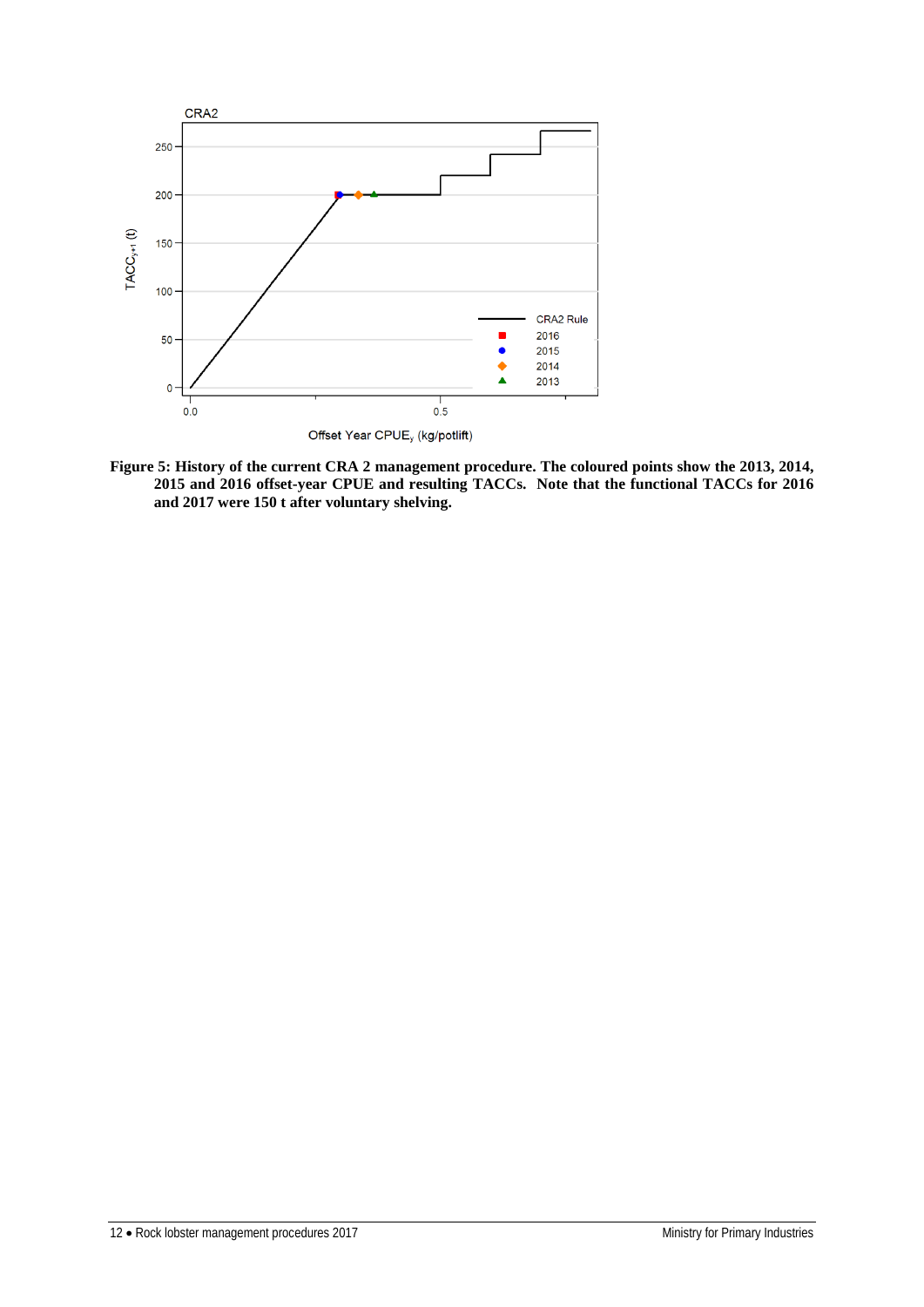**Figure 5: History of the current CRA 2 management procedure. The coloured points show the 2013, 2014, 2015 and 2016 offset-year CPUE and resulting TACCs. Note that the functional TACCs for 2016 and 2017 were 150 t after voluntary shelving.**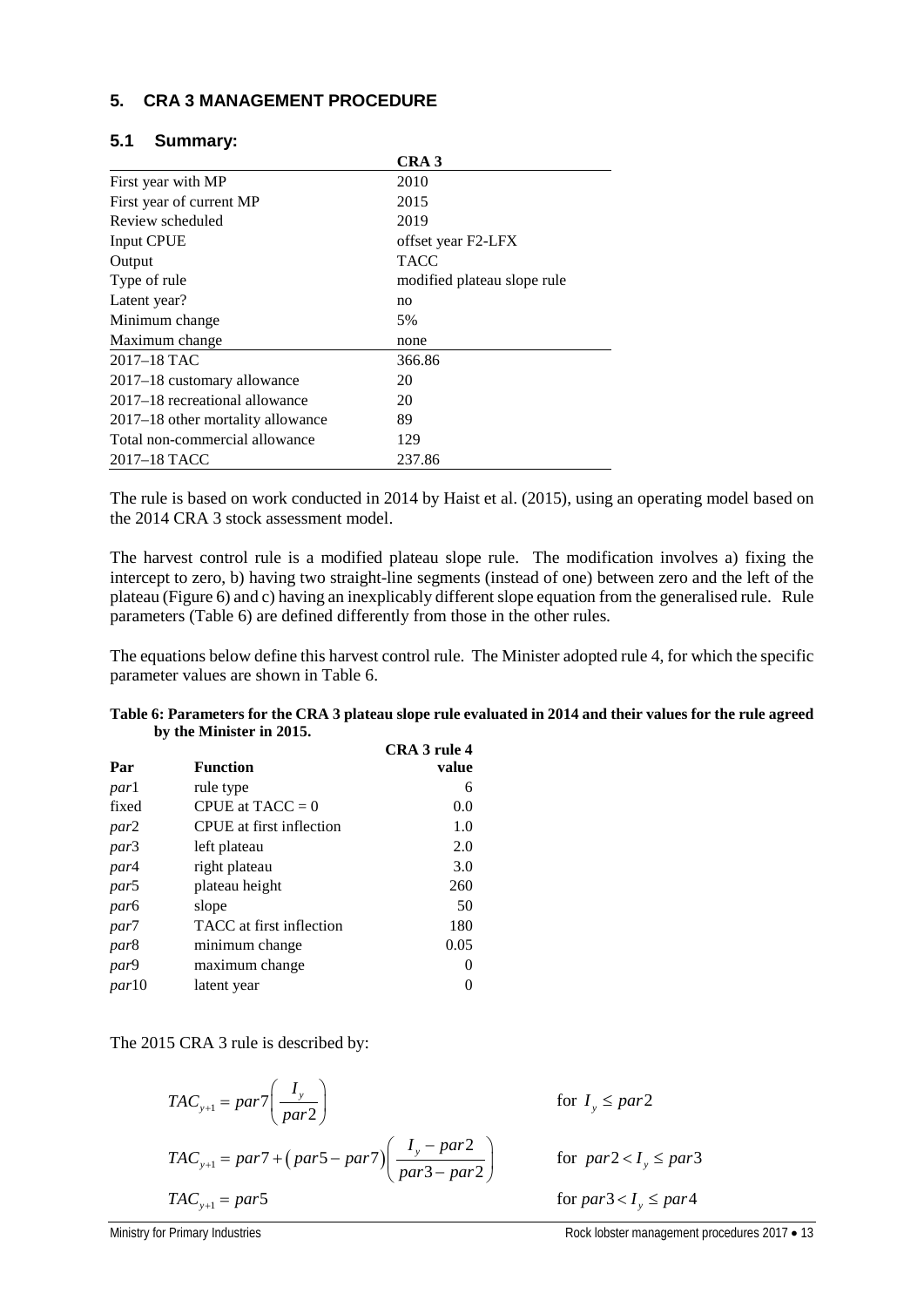## 5. CRA 3 MANAGEMENT PROCEDURE

### 5.1 Summary:

| | CRA 3 |
|---|---|
| First year with MP | 2010 |
| First year of current MP | 2015 |
| Review scheduled | 2019 |
| Input CPUE | offset year F2-LFX |
| Output | TACC |
| Type of rule | modified plateau slope rule |
| Latent year? | no |
| Minimum change | 5% |
| Maximum change | none |
| 2017–18 TAC | 366.86 |
| 2017–18 customary allowance | 20 |
| 2017–18 recreational allowance | 20 |
| 2017–18 other mortality allowance | 89 |
| Total non-commercial allowance | 129 |
| 2017–18 TACC | 237.86 |

The rule is based on work conducted in 2014 by Haist et al. (2015), using an operating model based on the 2014 CRA 3 stock assessment model.

The harvest control rule is a modified plateau slope rule. The modification involves a) fixing the intercept to zero, b) having two straight-line segments (instead of one) between zero and the left of the plateau (Figure 6) and c) having an inexplicably different slope equation from the generalised rule. Rule parameters (Table 6) are defined differently from those in the other rules.

The equations below define this harvest control rule. The Minister adopted rule 4, for which the specific parameter values are shown in Table 6.

**Table 6: Parameters for the CRA 3 plateau slope rule evaluated in 2014 and their values for the rule agreed by the Minister in 2015.**

| Par | Function | CRA 3 rule 4 value |
|---|---|---|
| *par*1 | rule type | 6 |
| fixed | CPUE at TACC = 0 | 0.0 |
| *par*2 | CPUE at first inflection | 1.0 |
| *par*3 | left plateau | 2.0 |
| *par*4 | right plateau | 3.0 |
| *par*5 | plateau height | 260 |
| *par*6 | slope | 50 |
| *par*7 | TACC at first inflection | 180 |
| *par*8 | minimum change | 0.05 |
| *par*9 | maximum change | 0 |
| *par*10 | latent year | 0 |

The 2015 CRA 3 rule is described by:

$$TAC_{y+1} = par7\left(\frac{I_y}{par2}\right) \qquad \text{for } I_y \leq par2$$

$$TAC_{y+1} = par7 + \left(par5 - par7\right)\left(\frac{I_y - par2}{par3 - par2}\right) \qquad \text{for } par2 < I_y \leq par3$$

$$TAC_{y+1} = par5 \qquad \text{for } par3 < I_y \leq par4$$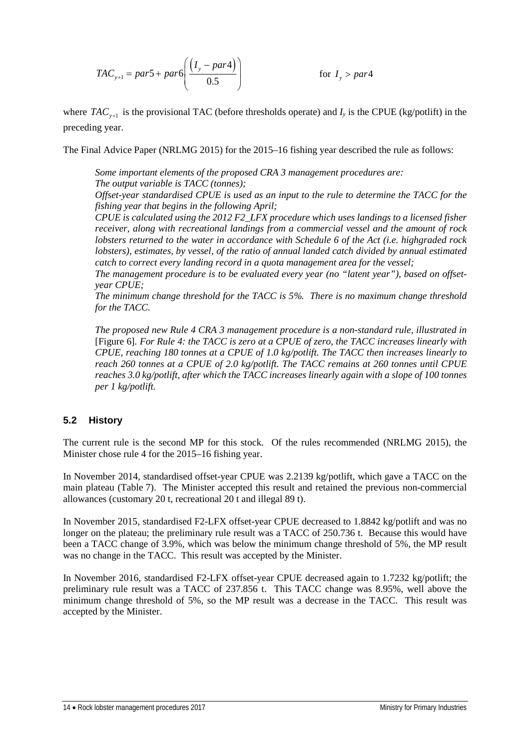$$TAC_{y+1} = par5 + par6\left(\frac{\left(I_y - par4\right)}{0.5}\right) \qquad \text{for } I_y > par4$$

where $TAC_{y+1}$ is the provisional TAC (before thresholds operate) and $I_y$ is the CPUE (kg/potlift) in the preceding year.

The Final Advice Paper (NRLMG 2015) for the 2015–16 fishing year described the rule as follows:

> *Some important elements of the proposed CRA 3 management procedures are:*
> *The output variable is TACC (tonnes);*
> *Offset-year standardised CPUE is used as an input to the rule to determine the TACC for the fishing year that begins in the following April;*
> *CPUE is calculated using the 2012 F2_LFX procedure which uses landings to a licensed fisher receiver, along with recreational landings from a commercial vessel and the amount of rock lobsters returned to the water in accordance with Schedule 6 of the Act (i.e. highgraded rock lobsters), estimates, by vessel, of the ratio of annual landed catch divided by annual estimated catch to correct every landing record in a quota management area for the vessel;*
> *The management procedure is to be evaluated every year (no "latent year"), based on offset-year CPUE;*
> *The minimum change threshold for the TACC is 5%. There is no maximum change threshold for the TACC.*
>
> *The proposed new Rule 4 CRA 3 management procedure is a non-standard rule, illustrated in* [Figure 6]. *For Rule 4: the TACC is zero at a CPUE of zero, the TACC increases linearly with CPUE, reaching 180 tonnes at a CPUE of 1.0 kg/potlift. The TACC then increases linearly to reach 260 tonnes at a CPUE of 2.0 kg/potlift. The TACC remains at 260 tonnes until CPUE reaches 3.0 kg/potlift, after which the TACC increases linearly again with a slope of 100 tonnes per 1 kg/potlift.*

## 5.2 History

The current rule is the second MP for this stock. Of the rules recommended (NRLMG 2015), the Minister chose rule 4 for the 2015–16 fishing year.

In November 2014, standardised offset-year CPUE was 2.2139 kg/potlift, which gave a TACC on the main plateau (Table 7). The Minister accepted this result and retained the previous non-commercial allowances (customary 20 t, recreational 20 t and illegal 89 t).

In November 2015, standardised F2-LFX offset-year CPUE decreased to 1.8842 kg/potlift and was no longer on the plateau; the preliminary rule result was a TACC of 250.736 t. Because this would have been a TACC change of 3.9%, which was below the minimum change threshold of 5%, the MP result was no change in the TACC. This result was accepted by the Minister.

In November 2016, standardised F2-LFX offset-year CPUE decreased again to 1.7232 kg/potlift; the preliminary rule result was a TACC of 237.856 t. This TACC change was 8.95%, well above the minimum change threshold of 5%, so the MP result was a decrease in the TACC. This result was accepted by the Minister.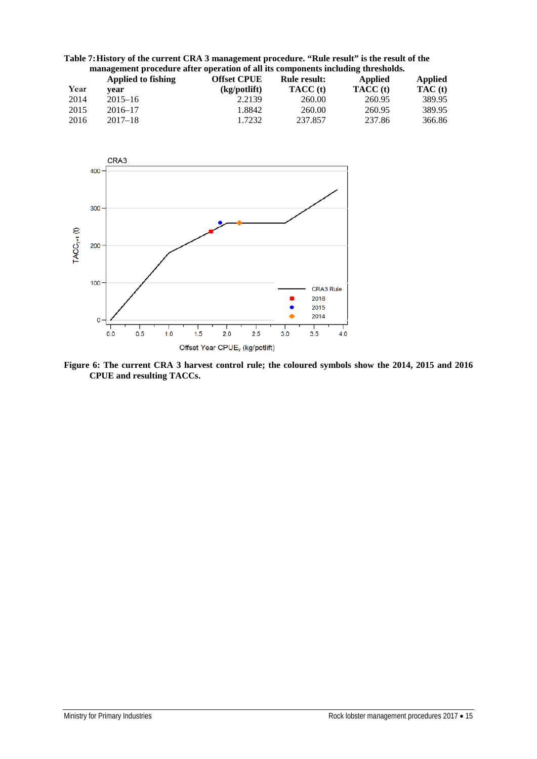**Table 7: History of the current CRA 3 management procedure. "Rule result" is the result of the management procedure after operation of all its components including thresholds.**

| Year | Applied to fishing year | Offset CPUE (kg/potlift) | Rule result: TACC (t) | Applied TACC (t) | Applied TAC (t) |
|---|---|---|---|---|---|
| 2014 | 2015–16 | 2.2139 | 260.00 | 260.95 | 389.95 |
| 2015 | 2016–17 | 1.8842 | 260.00 | 260.95 | 389.95 |
| 2016 | 2017–18 | 1.7232 | 237.857 | 237.86 | 366.86 |

**Figure 6: The current CRA 3 harvest control rule; the coloured symbols show the 2014, 2015 and 2016 CPUE and resulting TACCs.**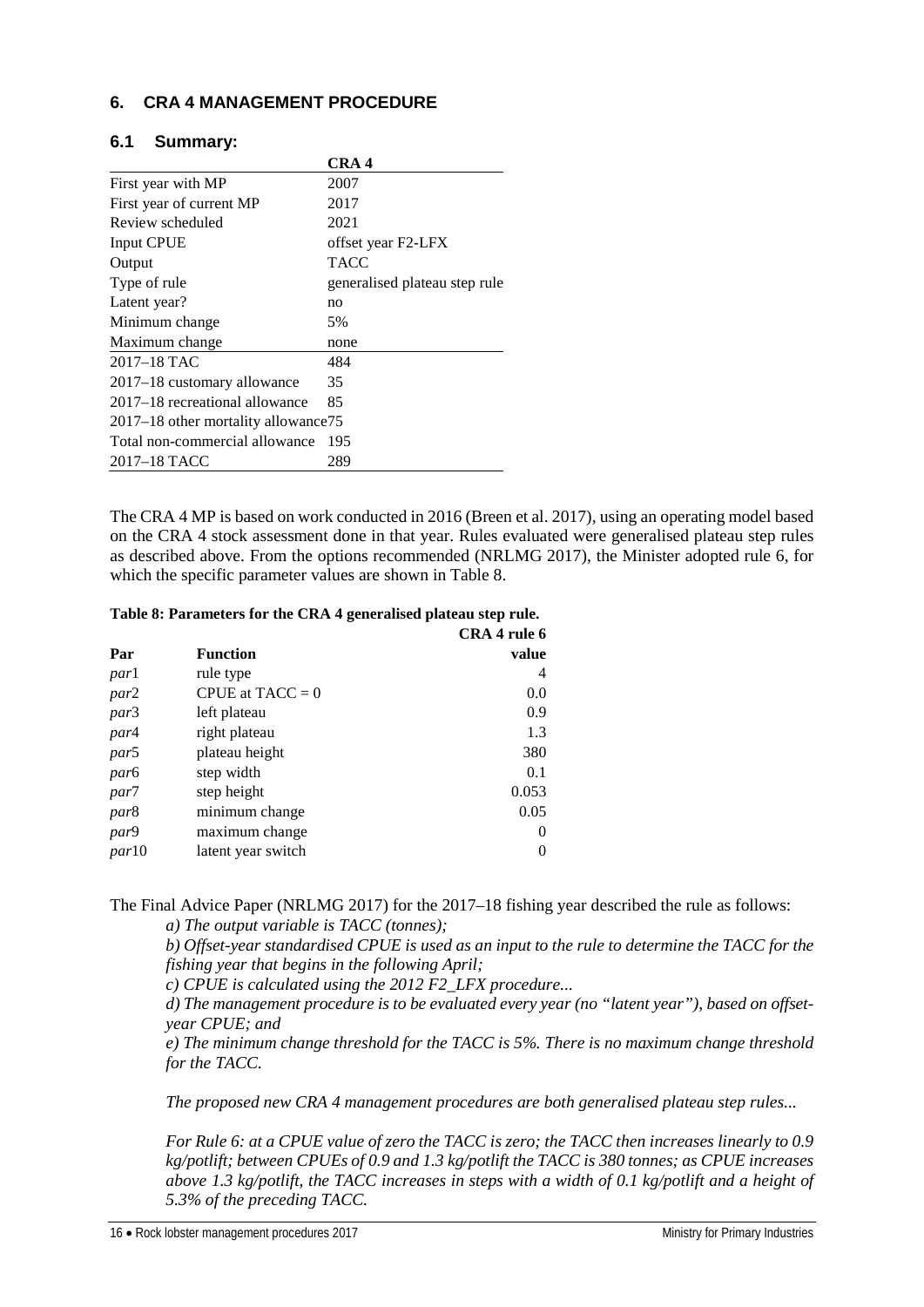## 6. CRA 4 MANAGEMENT PROCEDURE

### 6.1 Summary:

| | CRA 4 |
|---|---|
| First year with MP | 2007 |
| First year of current MP | 2017 |
| Review scheduled | 2021 |
| Input CPUE | offset year F2-LFX |
| Output | TACC |
| Type of rule | generalised plateau step rule |
| Latent year? | no |
| Minimum change | 5% |
| Maximum change | none |
| 2017–18 TAC | 484 |
| 2017–18 customary allowance | 35 |
| 2017–18 recreational allowance | 85 |
| 2017–18 other mortality allowance | 75 |
| Total non-commercial allowance | 195 |
| 2017–18 TACC | 289 |

The CRA 4 MP is based on work conducted in 2016 (Breen et al. 2017), using an operating model based on the CRA 4 stock assessment done in that year. Rules evaluated were generalised plateau step rules as described above. From the options recommended (NRLMG 2017), the Minister adopted rule 6, for which the specific parameter values are shown in Table 8.

**Table 8: Parameters for the CRA 4 generalised plateau step rule.**

| Par | Function | CRA 4 rule 6 value |
|---|---|---|
| *par*1 | rule type | 4 |
| *par*2 | CPUE at TACC = 0 | 0.0 |
| *par*3 | left plateau | 0.9 |
| *par*4 | right plateau | 1.3 |
| *par*5 | plateau height | 380 |
| *par*6 | step width | 0.1 |
| *par*7 | step height | 0.053 |
| *par*8 | minimum change | 0.05 |
| *par*9 | maximum change | 0 |
| *par*10 | latent year switch | 0 |

The Final Advice Paper (NRLMG 2017) for the 2017–18 fishing year described the rule as follows:

> *a) The output variable is TACC (tonnes);*
>
> *b) Offset-year standardised CPUE is used as an input to the rule to determine the TACC for the fishing year that begins in the following April;*
>
> *c) CPUE is calculated using the 2012 F2_LFX procedure...*
>
> *d) The management procedure is to be evaluated every year (no "latent year"), based on offset-year CPUE; and*
>
> *e) The minimum change threshold for the TACC is 5%. There is no maximum change threshold for the TACC.*
>
> *The proposed new CRA 4 management procedures are both generalised plateau step rules...*
>
> *For Rule 6: at a CPUE value of zero the TACC is zero; the TACC then increases linearly to 0.9 kg/potlift; between CPUEs of 0.9 and 1.3 kg/potlift the TACC is 380 tonnes; as CPUE increases above 1.3 kg/potlift, the TACC increases in steps with a width of 0.1 kg/potlift and a height of 5.3% of the preceding TACC.*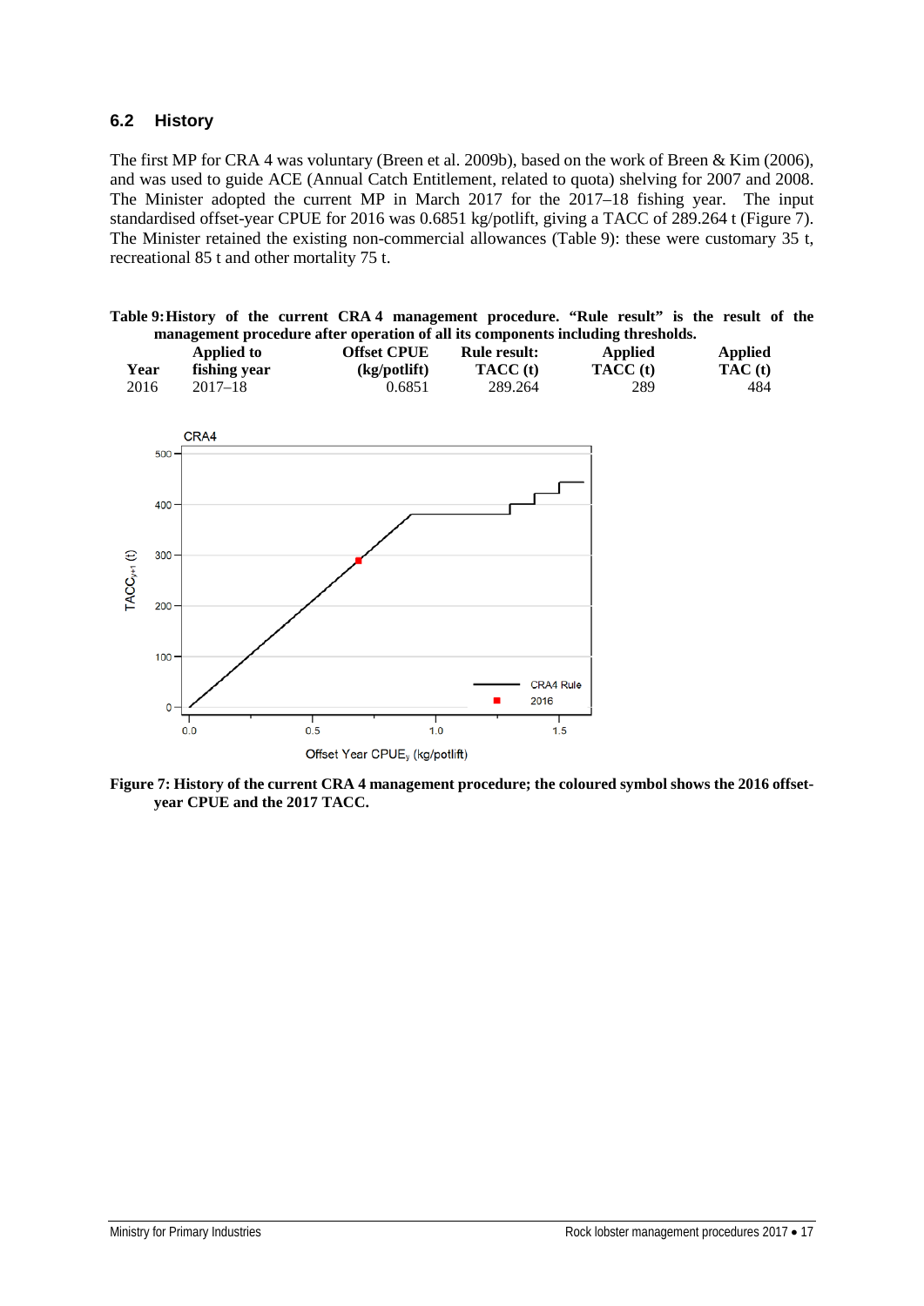## 6.2 History

The first MP for CRA 4 was voluntary (Breen et al. 2009b), based on the work of Breen & Kim (2006), and was used to guide ACE (Annual Catch Entitlement, related to quota) shelving for 2007 and 2008. The Minister adopted the current MP in March 2017 for the 2017–18 fishing year. The input standardised offset-year CPUE for 2016 was 0.6851 kg/potlift, giving a TACC of 289.264 t (Figure 7). The Minister retained the existing non-commercial allowances (Table 9): these were customary 35 t, recreational 85 t and other mortality 75 t.

**Table 9: History of the current CRA 4 management procedure. "Rule result" is the result of the management procedure after operation of all its components including thresholds.**

| Year | Applied to fishing year | Offset CPUE (kg/potlift) | Rule result: TACC (t) | Applied TACC (t) | Applied TAC (t) |
|---|---|---|---|---|---|
| 2016 | 2017–18 | 0.6851 | 289.264 | 289 | 484 |

**Figure 7: History of the current CRA 4 management procedure; the coloured symbol shows the 2016 offset-year CPUE and the 2017 TACC.**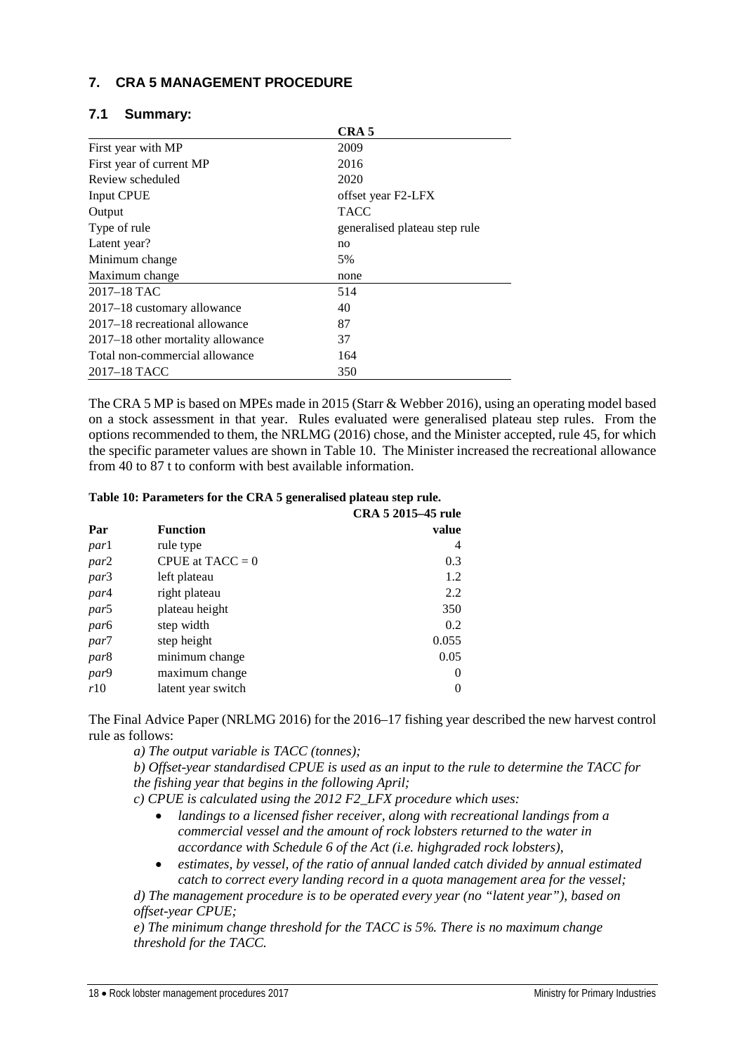## 7. CRA 5 MANAGEMENT PROCEDURE

### 7.1 Summary:

| | CRA 5 |
|---|---|
| First year with MP | 2009 |
| First year of current MP | 2016 |
| Review scheduled | 2020 |
| Input CPUE | offset year F2-LFX |
| Output | TACC |
| Type of rule | generalised plateau step rule |
| Latent year? | no |
| Minimum change | 5% |
| Maximum change | none |
| 2017–18 TAC | 514 |
| 2017–18 customary allowance | 40 |
| 2017–18 recreational allowance | 87 |
| 2017–18 other mortality allowance | 37 |
| Total non-commercial allowance | 164 |
| 2017–18 TACC | 350 |

The CRA 5 MP is based on MPEs made in 2015 (Starr & Webber 2016), using an operating model based on a stock assessment in that year. Rules evaluated were generalised plateau step rules. From the options recommended to them, the NRLMG (2016) chose, and the Minister accepted, rule 45, for which the specific parameter values are shown in Table 10. The Minister increased the recreational allowance from 40 to 87 t to conform with best available information.

**Table 10: Parameters for the CRA 5 generalised plateau step rule.**

| Par | Function | CRA 5 2015–45 rule value |
|---|---|---|
| *par*1 | rule type | 4 |
| *par*2 | CPUE at TACC = 0 | 0.3 |
| *par*3 | left plateau | 1.2 |
| *par*4 | right plateau | 2.2 |
| *par*5 | plateau height | 350 |
| *par*6 | step width | 0.2 |
| *par*7 | step height | 0.055 |
| *par*8 | minimum change | 0.05 |
| *par*9 | maximum change | 0 |
| *r*10 | latent year switch | 0 |

The Final Advice Paper (NRLMG 2016) for the 2016–17 fishing year described the new harvest control rule as follows:

*a) The output variable is TACC (tonnes);*

*b) Offset-year standardised CPUE is used as an input to the rule to determine the TACC for the fishing year that begins in the following April;*

*c) CPUE is calculated using the 2012 F2_LFX procedure which uses:*

- *landings to a licensed fisher receiver, along with recreational landings from a commercial vessel and the amount of rock lobsters returned to the water in accordance with Schedule 6 of the Act (i.e. highgraded rock lobsters),*
- *estimates, by vessel, of the ratio of annual landed catch divided by annual estimated catch to correct every landing record in a quota management area for the vessel;*

*d) The management procedure is to be operated every year (no "latent year"), based on offset-year CPUE;*

*e) The minimum change threshold for the TACC is 5%. There is no maximum change threshold for the TACC.*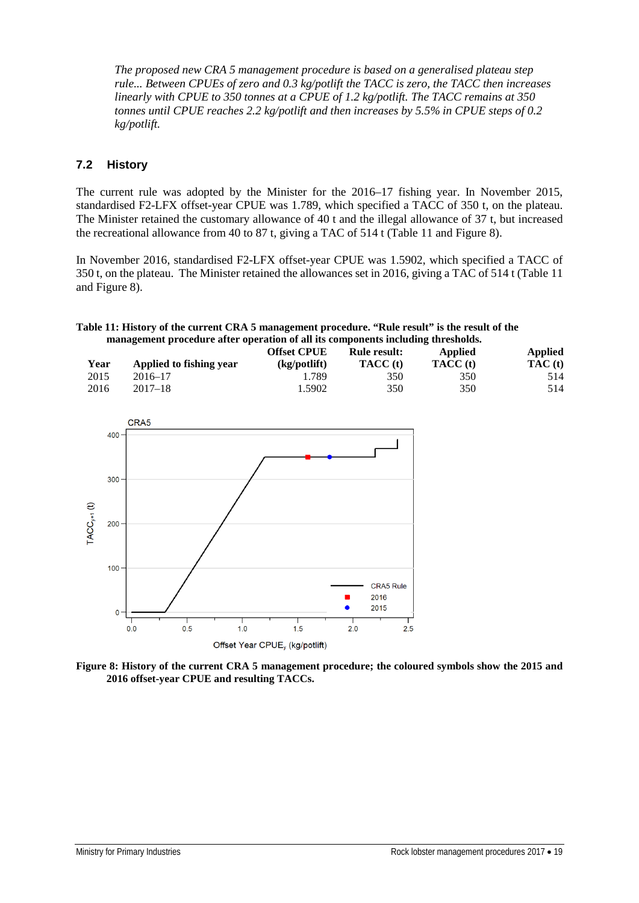*The proposed new CRA 5 management procedure is based on a generalised plateau step rule... Between CPUEs of zero and 0.3 kg/potlift the TACC is zero, the TACC then increases linearly with CPUE to 350 tonnes at a CPUE of 1.2 kg/potlift. The TACC remains at 350 tonnes until CPUE reaches 2.2 kg/potlift and then increases by 5.5% in CPUE steps of 0.2 kg/potlift.*

## 7.2 History

The current rule was adopted by the Minister for the 2016–17 fishing year. In November 2015, standardised F2-LFX offset-year CPUE was 1.789, which specified a TACC of 350 t, on the plateau. The Minister retained the customary allowance of 40 t and the illegal allowance of 37 t, but increased the recreational allowance from 40 to 87 t, giving a TAC of 514 t (Table 11 and Figure 8).

In November 2016, standardised F2-LFX offset-year CPUE was 1.5902, which specified a TACC of 350 t, on the plateau. The Minister retained the allowances set in 2016, giving a TAC of 514 t (Table 11 and Figure 8).

**Table 11: History of the current CRA 5 management procedure. "Rule result" is the result of the management procedure after operation of all its components including thresholds.**

| Year | Applied to fishing year | Offset CPUE (kg/potlift) | Rule result: TACC (t) | Applied TACC (t) | Applied TAC (t) |
|---|---|---|---|---|---|
| 2015 | 2016–17 | 1.789 | 350 | 350 | 514 |
| 2016 | 2017–18 | 1.5902 | 350 | 350 | 514 |

**Figure 8: History of the current CRA 5 management procedure; the coloured symbols show the 2015 and 2016 offset-year CPUE and resulting TACCs.**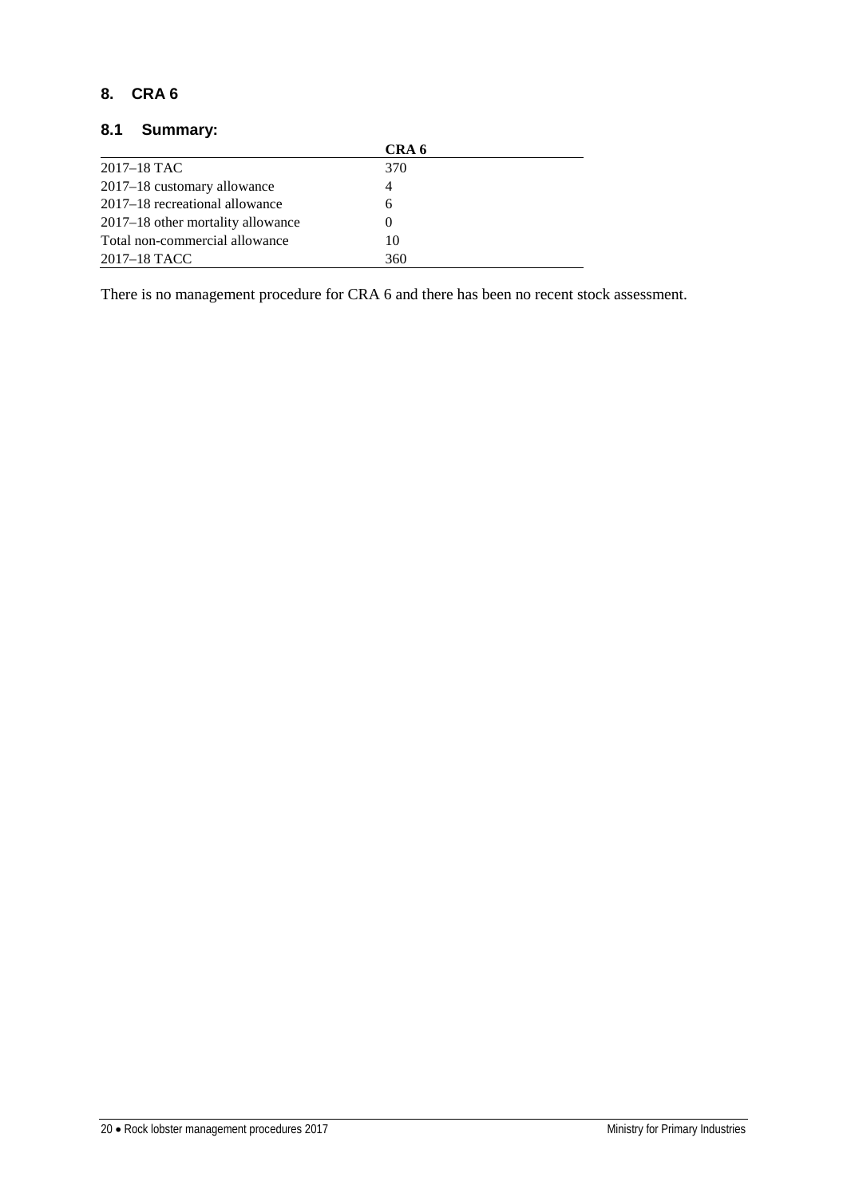## 8. CRA 6

### 8.1 Summary:

| | CRA 6 |
|---|---|
| 2017–18 TAC | 370 |
| 2017–18 customary allowance | 4 |
| 2017–18 recreational allowance | 6 |
| 2017–18 other mortality allowance | 0 |
| Total non-commercial allowance | 10 |
| 2017–18 TACC | 360 |

There is no management procedure for CRA 6 and there has been no recent stock assessment.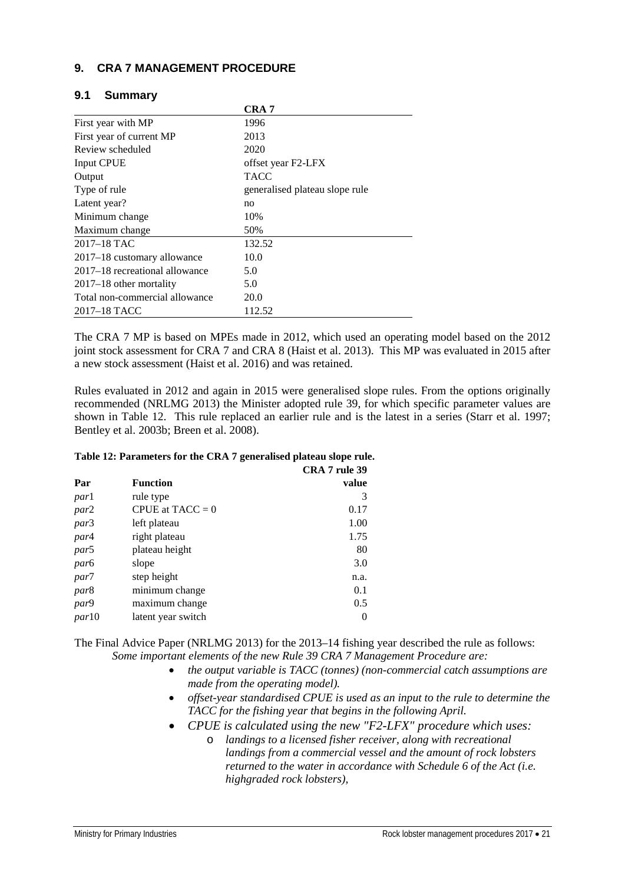## 9. CRA 7 MANAGEMENT PROCEDURE

### 9.1 Summary

| | CRA 7 |
|---|---|
| First year with MP | 1996 |
| First year of current MP | 2013 |
| Review scheduled | 2020 |
| Input CPUE | offset year F2-LFX |
| Output | TACC |
| Type of rule | generalised plateau slope rule |
| Latent year? | no |
| Minimum change | 10% |
| Maximum change | 50% |
| 2017–18 TAC | 132.52 |
| 2017–18 customary allowance | 10.0 |
| 2017–18 recreational allowance | 5.0 |
| 2017–18 other mortality | 5.0 |
| Total non-commercial allowance | 20.0 |
| 2017–18 TACC | 112.52 |

The CRA 7 MP is based on MPEs made in 2012, which used an operating model based on the 2012 joint stock assessment for CRA 7 and CRA 8 (Haist et al. 2013). This MP was evaluated in 2015 after a new stock assessment (Haist et al. 2016) and was retained.

Rules evaluated in 2012 and again in 2015 were generalised slope rules. From the options originally recommended (NRLMG 2013) the Minister adopted rule 39, for which specific parameter values are shown in Table 12. This rule replaced an earlier rule and is the latest in a series (Starr et al. 1997; Bentley et al. 2003b; Breen et al. 2008).

**Table 12: Parameters for the CRA 7 generalised plateau slope rule.**

| Par | Function | CRA 7 rule 39 value |
|---|---|---|
| *par*1 | rule type | 3 |
| *par*2 | CPUE at TACC = 0 | 0.17 |
| *par*3 | left plateau | 1.00 |
| *par*4 | right plateau | 1.75 |
| *par*5 | plateau height | 80 |
| *par*6 | slope | 3.0 |
| *par*7 | step height | n.a. |
| *par*8 | minimum change | 0.1 |
| *par*9 | maximum change | 0.5 |
| *par*10 | latent year switch | 0 |

The Final Advice Paper (NRLMG 2013) for the 2013–14 fishing year described the rule as follows:

*Some important elements of the new Rule 39 CRA 7 Management Procedure are:*

- *the output variable is TACC (tonnes) (non-commercial catch assumptions are made from the operating model).*
- *offset-year standardised CPUE is used as an input to the rule to determine the TACC for the fishing year that begins in the following April.*
- *CPUE is calculated using the new "F2-LFX" procedure which uses:*
  - *landings to a licensed fisher receiver, along with recreational landings from a commercial vessel and the amount of rock lobsters returned to the water in accordance with Schedule 6 of the Act (i.e. highgraded rock lobsters),*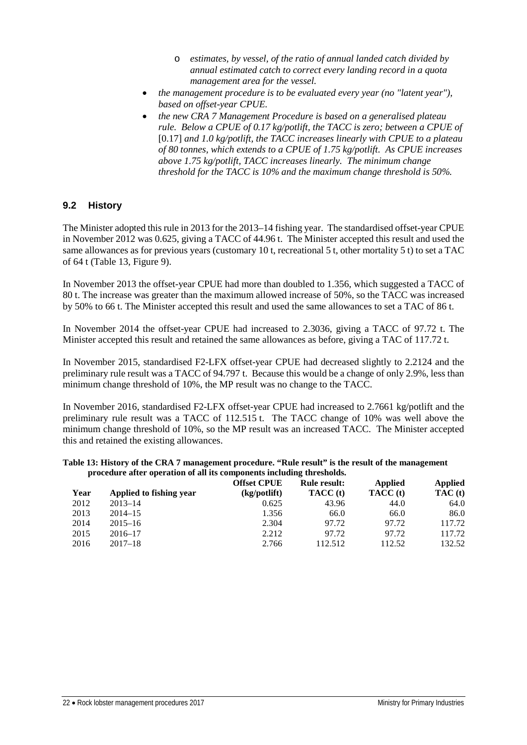- *estimates, by vessel, of the ratio of annual landed catch divided by annual estimated catch to correct every landing record in a quota management area for the vessel.*
- *the management procedure is to be evaluated every year (no "latent year"), based on offset-year CPUE.*
- *the new CRA 7 Management Procedure is based on a generalised plateau rule. Below a CPUE of 0.17 kg/potlift, the TACC is zero; between a CPUE of* [0.17] *and 1.0 kg/potlift, the TACC increases linearly with CPUE to a plateau of 80 tonnes, which extends to a CPUE of 1.75 kg/potlift. As CPUE increases above 1.75 kg/potlift, TACC increases linearly. The minimum change threshold for the TACC is 10% and the maximum change threshold is 50%.*

## 9.2 History

The Minister adopted this rule in 2013 for the 2013–14 fishing year. The standardised offset-year CPUE in November 2012 was 0.625, giving a TACC of 44.96 t. The Minister accepted this result and used the same allowances as for previous years (customary 10 t, recreational 5 t, other mortality 5 t) to set a TAC of 64 t (Table 13, Figure 9).

In November 2013 the offset-year CPUE had more than doubled to 1.356, which suggested a TACC of 80 t. The increase was greater than the maximum allowed increase of 50%, so the TACC was increased by 50% to 66 t. The Minister accepted this result and used the same allowances to set a TAC of 86 t.

In November 2014 the offset-year CPUE had increased to 2.3036, giving a TACC of 97.72 t. The Minister accepted this result and retained the same allowances as before, giving a TAC of 117.72 t.

In November 2015, standardised F2-LFX offset-year CPUE had decreased slightly to 2.2124 and the preliminary rule result was a TACC of 94.797 t. Because this would be a change of only 2.9%, less than minimum change threshold of 10%, the MP result was no change to the TACC.

In November 2016, standardised F2-LFX offset-year CPUE had increased to 2.7661 kg/potlift and the preliminary rule result was a TACC of 112.515 t. The TACC change of 10% was well above the minimum change threshold of 10%, so the MP result was an increased TACC. The Minister accepted this and retained the existing allowances.

**Table 13: History of the CRA 7 management procedure. "Rule result" is the result of the management procedure after operation of all its components including thresholds.**

| Year | Applied to fishing year | Offset CPUE (kg/potlift) | Rule result: TACC (t) | Applied TACC (t) | Applied TAC (t) |
|---|---|---|---|---|---|
| 2012 | 2013–14 | 0.625 | 43.96 | 44.0 | 64.0 |
| 2013 | 2014–15 | 1.356 | 66.0 | 66.0 | 86.0 |
| 2014 | 2015–16 | 2.304 | 97.72 | 97.72 | 117.72 |
| 2015 | 2016–17 | 2.212 | 97.72 | 97.72 | 117.72 |
| 2016 | 2017–18 | 2.766 | 112.512 | 112.52 | 132.52 |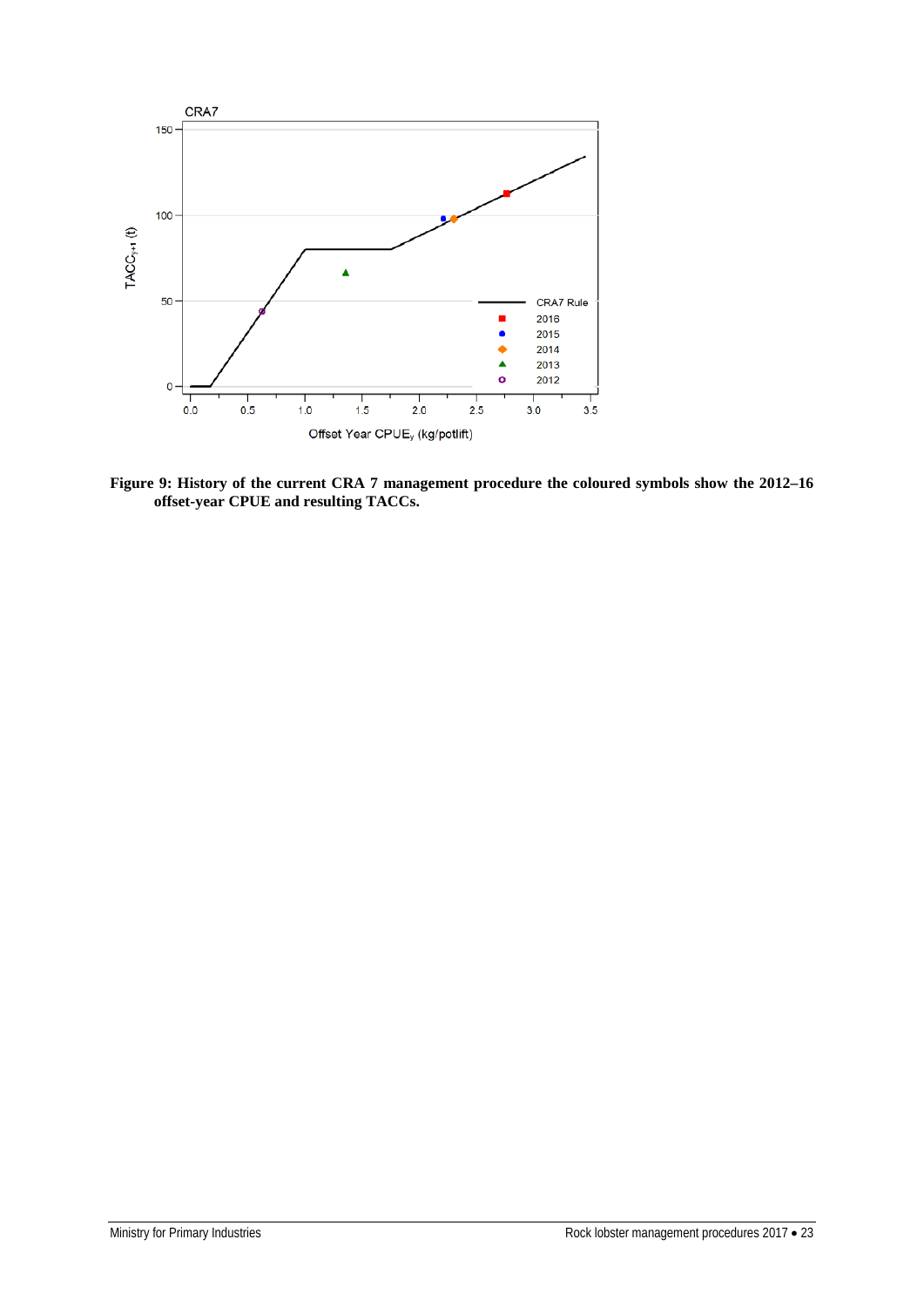**Figure 9: History of the current CRA 7 management procedure the coloured symbols show the 2012–16 offset-year CPUE and resulting TACCs.**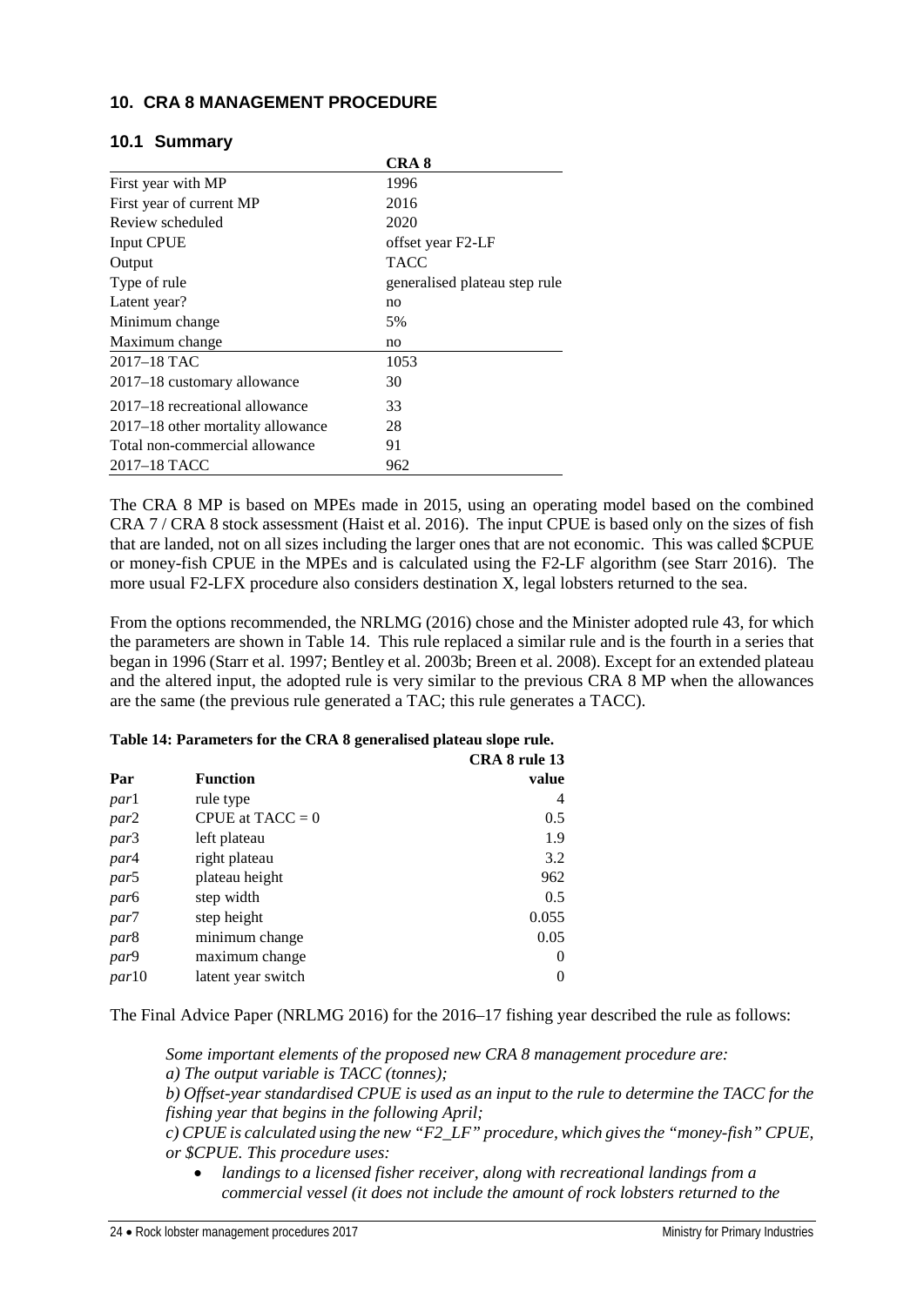## 10. CRA 8 MANAGEMENT PROCEDURE

### 10.1 Summary

| | CRA 8 |
|---|---|
| First year with MP | 1996 |
| First year of current MP | 2016 |
| Review scheduled | 2020 |
| Input CPUE | offset year F2-LF |
| Output | TACC |
| Type of rule | generalised plateau step rule |
| Latent year? | no |
| Minimum change | 5% |
| Maximum change | no |
| 2017–18 TAC | 1053 |
| 2017–18 customary allowance | 30 |
| 2017–18 recreational allowance | 33 |
| 2017–18 other mortality allowance | 28 |
| Total non-commercial allowance | 91 |
| 2017–18 TACC | 962 |

The CRA 8 MP is based on MPEs made in 2015, using an operating model based on the combined CRA 7 / CRA 8 stock assessment (Haist et al. 2016). The input CPUE is based only on the sizes of fish that are landed, not on all sizes including the larger ones that are not economic. This was called $CPUE or money-fish CPUE in the MPEs and is calculated using the F2-LF algorithm (see Starr 2016). The more usual F2-LFX procedure also considers destination X, legal lobsters returned to the sea.

From the options recommended, the NRLMG (2016) chose and the Minister adopted rule 43, for which the parameters are shown in Table 14. This rule replaced a similar rule and is the fourth in a series that began in 1996 (Starr et al. 1997; Bentley et al. 2003b; Breen et al. 2008). Except for an extended plateau and the altered input, the adopted rule is very similar to the previous CRA 8 MP when the allowances are the same (the previous rule generated a TAC; this rule generates a TACC).

**Table 14: Parameters for the CRA 8 generalised plateau slope rule.**

| Par | Function | CRA 8 rule 13 value |
|---|---|---|
| *par*1 | rule type | 4 |
| *par*2 | CPUE at TACC = 0 | 0.5 |
| *par*3 | left plateau | 1.9 |
| *par*4 | right plateau | 3.2 |
| *par*5 | plateau height | 962 |
| *par*6 | step width | 0.5 |
| *par*7 | step height | 0.055 |
| *par*8 | minimum change | 0.05 |
| *par*9 | maximum change | 0 |
| *par*10 | latent year switch | 0 |

The Final Advice Paper (NRLMG 2016) for the 2016–17 fishing year described the rule as follows:

> *Some important elements of the proposed new CRA 8 management procedure are:*
> *a) The output variable is TACC (tonnes);*
> *b) Offset-year standardised CPUE is used as an input to the rule to determine the TACC for the fishing year that begins in the following April;*
> *c) CPUE is calculated using the new "F2_LF" procedure, which gives the "money-fish" CPUE, or $CPUE. This procedure uses:*
>
> - *landings to a licensed fisher receiver, along with recreational landings from a commercial vessel (it does not include the amount of rock lobsters returned to the*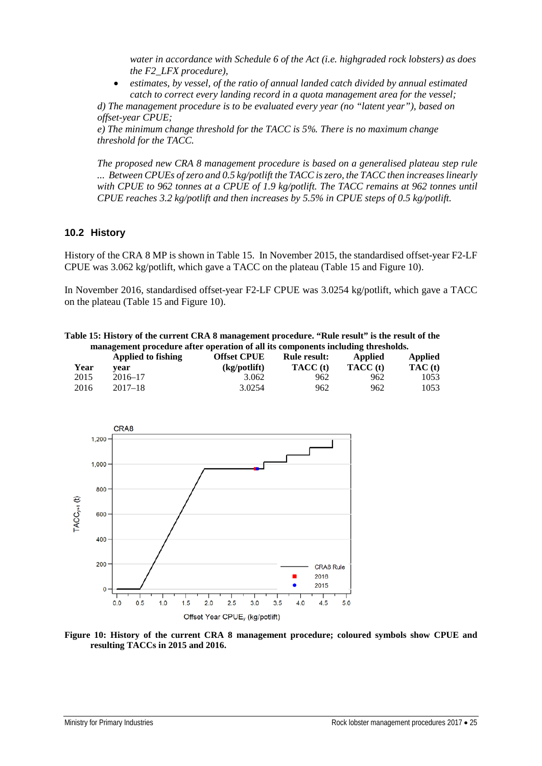*water in accordance with Schedule 6 of the Act (i.e. highgraded rock lobsters) as does the F2_LFX procedure),*

- *estimates, by vessel, of the ratio of annual landed catch divided by annual estimated catch to correct every landing record in a quota management area for the vessel;*

*d) The management procedure is to be evaluated every year (no "latent year"), based on offset-year CPUE;*

*e) The minimum change threshold for the TACC is 5%. There is no maximum change threshold for the TACC.*

*The proposed new CRA 8 management procedure is based on a generalised plateau step rule ... Between CPUEs of zero and 0.5 kg/potlift the TACC is zero, the TACC then increases linearly with CPUE to 962 tonnes at a CPUE of 1.9 kg/potlift. The TACC remains at 962 tonnes until CPUE reaches 3.2 kg/potlift and then increases by 5.5% in CPUE steps of 0.5 kg/potlift.*

## 10.2 History

History of the CRA 8 MP is shown in Table 15. In November 2015, the standardised offset-year F2-LF CPUE was 3.062 kg/potlift, which gave a TACC on the plateau (Table 15 and Figure 10).

In November 2016, standardised offset-year F2-LF CPUE was 3.0254 kg/potlift, which gave a TACC on the plateau (Table 15 and Figure 10).

**Table 15: History of the current CRA 8 management procedure. "Rule result" is the result of the management procedure after operation of all its components including thresholds.**

| Year | Applied to fishing year | Offset CPUE (kg/potlift) | Rule result: TACC (t) | Applied TACC (t) | Applied TAC (t) |
|---|---|---|---|---|---|
| 2015 | 2016–17 | 3.062 | 962 | 962 | 1053 |
| 2016 | 2017–18 | 3.0254 | 962 | 962 | 1053 |

**Figure 10: History of the current CRA 8 management procedure; coloured symbols show CPUE and resulting TACCs in 2015 and 2016.**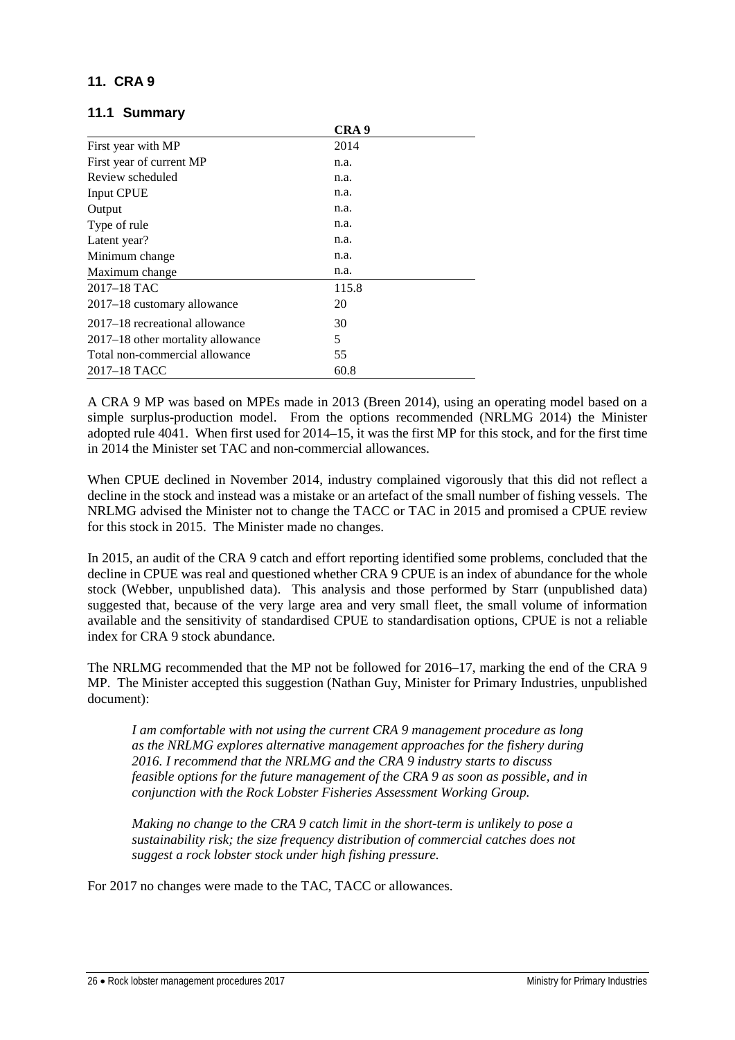## 11. CRA 9

### 11.1 Summary

| | CRA 9 |
|---|---|
| First year with MP | 2014 |
| First year of current MP | n.a. |
| Review scheduled | n.a. |
| Input CPUE | n.a. |
| Output | n.a. |
| Type of rule | n.a. |
| Latent year? | n.a. |
| Minimum change | n.a. |
| Maximum change | n.a. |
| 2017–18 TAC | 115.8 |
| 2017–18 customary allowance | 20 |
| 2017–18 recreational allowance | 30 |
| 2017–18 other mortality allowance | 5 |
| Total non-commercial allowance | 55 |
| 2017–18 TACC | 60.8 |

A CRA 9 MP was based on MPEs made in 2013 (Breen 2014), using an operating model based on a simple surplus-production model. From the options recommended (NRLMG 2014) the Minister adopted rule 4041. When first used for 2014–15, it was the first MP for this stock, and for the first time in 2014 the Minister set TAC and non-commercial allowances.

When CPUE declined in November 2014, industry complained vigorously that this did not reflect a decline in the stock and instead was a mistake or an artefact of the small number of fishing vessels. The NRLMG advised the Minister not to change the TACC or TAC in 2015 and promised a CPUE review for this stock in 2015. The Minister made no changes.

In 2015, an audit of the CRA 9 catch and effort reporting identified some problems, concluded that the decline in CPUE was real and questioned whether CRA 9 CPUE is an index of abundance for the whole stock (Webber, unpublished data). This analysis and those performed by Starr (unpublished data) suggested that, because of the very large area and very small fleet, the small volume of information available and the sensitivity of standardised CPUE to standardisation options, CPUE is not a reliable index for CRA 9 stock abundance.

The NRLMG recommended that the MP not be followed for 2016–17, marking the end of the CRA 9 MP. The Minister accepted this suggestion (Nathan Guy, Minister for Primary Industries, unpublished document):

> *I am comfortable with not using the current CRA 9 management procedure as long as the NRLMG explores alternative management approaches for the fishery during 2016. I recommend that the NRLMG and the CRA 9 industry starts to discuss feasible options for the future management of the CRA 9 as soon as possible, and in conjunction with the Rock Lobster Fisheries Assessment Working Group.*
>
> *Making no change to the CRA 9 catch limit in the short-term is unlikely to pose a sustainability risk; the size frequency distribution of commercial catches does not suggest a rock lobster stock under high fishing pressure.*

For 2017 no changes were made to the TAC, TACC or allowances.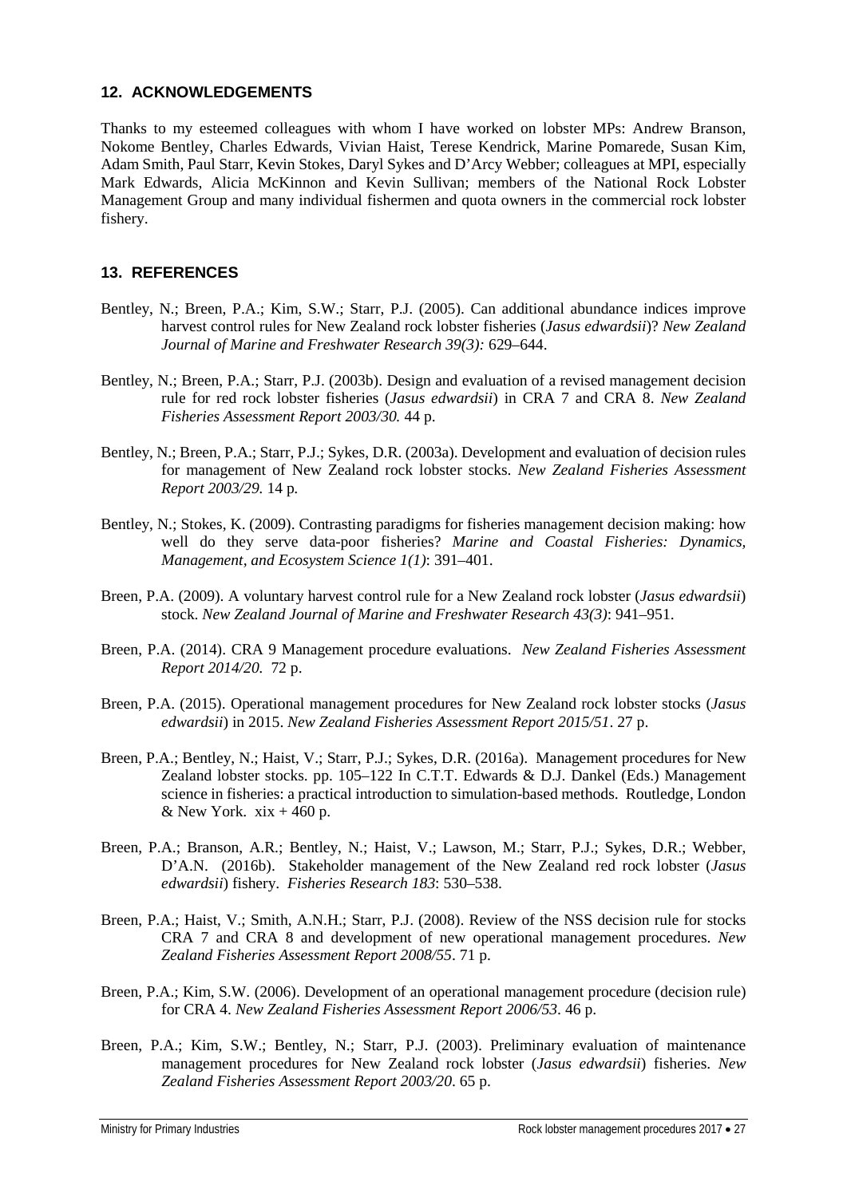## 12. ACKNOWLEDGEMENTS

Thanks to my esteemed colleagues with whom I have worked on lobster MPs: Andrew Branson, Nokome Bentley, Charles Edwards, Vivian Haist, Terese Kendrick, Marine Pomarede, Susan Kim, Adam Smith, Paul Starr, Kevin Stokes, Daryl Sykes and D'Arcy Webber; colleagues at MPI, especially Mark Edwards, Alicia McKinnon and Kevin Sullivan; members of the National Rock Lobster Management Group and many individual fishermen and quota owners in the commercial rock lobster fishery.

## 13. REFERENCES

Bentley, N.; Breen, P.A.; Kim, S.W.; Starr, P.J. (2005). Can additional abundance indices improve harvest control rules for New Zealand rock lobster fisheries (*Jasus edwardsii*)? *New Zealand Journal of Marine and Freshwater Research 39(3):* 629–644.

Bentley, N.; Breen, P.A.; Starr, P.J. (2003b). Design and evaluation of a revised management decision rule for red rock lobster fisheries (*Jasus edwardsii*) in CRA 7 and CRA 8. *New Zealand Fisheries Assessment Report 2003/30.* 44 p.

Bentley, N.; Breen, P.A.; Starr, P.J.; Sykes, D.R. (2003a). Development and evaluation of decision rules for management of New Zealand rock lobster stocks. *New Zealand Fisheries Assessment Report 2003/29.* 14 p.

Bentley, N.; Stokes, K. (2009). Contrasting paradigms for fisheries management decision making: how well do they serve data-poor fisheries? *Marine and Coastal Fisheries: Dynamics, Management, and Ecosystem Science 1(1)*: 391–401.

Breen, P.A. (2009). A voluntary harvest control rule for a New Zealand rock lobster (*Jasus edwardsii*) stock. *New Zealand Journal of Marine and Freshwater Research 43(3)*: 941–951.

Breen, P.A. (2014). CRA 9 Management procedure evaluations. *New Zealand Fisheries Assessment Report 2014/20.* 72 p.

Breen, P.A. (2015). Operational management procedures for New Zealand rock lobster stocks (*Jasus edwardsii*) in 2015. *New Zealand Fisheries Assessment Report 2015/51*. 27 p.

Breen, P.A.; Bentley, N.; Haist, V.; Starr, P.J.; Sykes, D.R. (2016a). Management procedures for New Zealand lobster stocks. pp. 105–122 In C.T.T. Edwards & D.J. Dankel (Eds.) Management science in fisheries: a practical introduction to simulation-based methods. Routledge, London & New York. xix + 460 p.

Breen, P.A.; Branson, A.R.; Bentley, N.; Haist, V.; Lawson, M.; Starr, P.J.; Sykes, D.R.; Webber, D'A.N. (2016b). Stakeholder management of the New Zealand red rock lobster (*Jasus edwardsii*) fishery. *Fisheries Research 183*: 530–538.

Breen, P.A.; Haist, V.; Smith, A.N.H.; Starr, P.J. (2008). Review of the NSS decision rule for stocks CRA 7 and CRA 8 and development of new operational management procedures. *New Zealand Fisheries Assessment Report 2008/55*. 71 p.

Breen, P.A.; Kim, S.W. (2006). Development of an operational management procedure (decision rule) for CRA 4. *New Zealand Fisheries Assessment Report 2006/53*. 46 p.

Breen, P.A.; Kim, S.W.; Bentley, N.; Starr, P.J. (2003). Preliminary evaluation of maintenance management procedures for New Zealand rock lobster (*Jasus edwardsii*) fisheries. *New Zealand Fisheries Assessment Report 2003/20*. 65 p.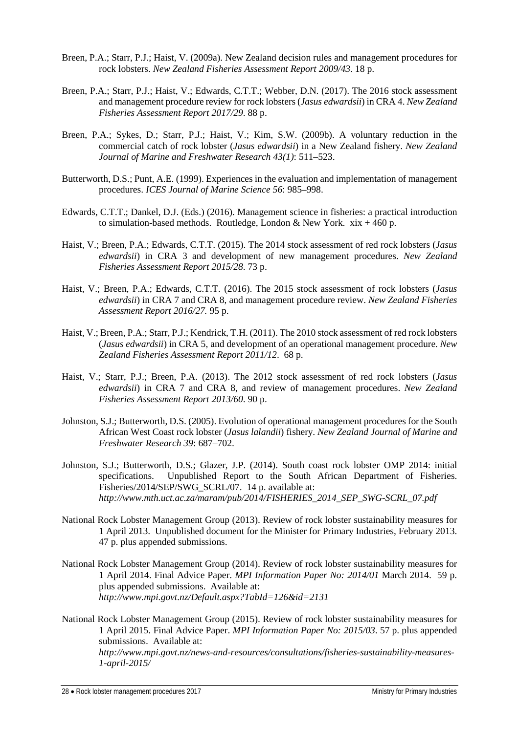Breen, P.A.; Starr, P.J.; Haist, V. (2009a). New Zealand decision rules and management procedures for rock lobsters. *New Zealand Fisheries Assessment Report 2009/43*. 18 p.

Breen, P.A.; Starr, P.J.; Haist, V.; Edwards, C.T.T.; Webber, D.N. (2017). The 2016 stock assessment and management procedure review for rock lobsters (*Jasus edwardsii*) in CRA 4. *New Zealand Fisheries Assessment Report 2017/29*. 88 p.

Breen, P.A.; Sykes, D.; Starr, P.J.; Haist, V.; Kim, S.W. (2009b). A voluntary reduction in the commercial catch of rock lobster (*Jasus edwardsii*) in a New Zealand fishery. *New Zealand Journal of Marine and Freshwater Research 43(1)*: 511–523.

Butterworth, D.S.; Punt, A.E. (1999). Experiences in the evaluation and implementation of management procedures. *ICES Journal of Marine Science 56*: 985–998.

Edwards, C.T.T.; Dankel, D.J. (Eds.) (2016). Management science in fisheries: a practical introduction to simulation-based methods. Routledge, London & New York. xix + 460 p.

Haist, V.; Breen, P.A.; Edwards, C.T.T. (2015). The 2014 stock assessment of red rock lobsters (*Jasus edwardsii*) in CRA 3 and development of new management procedures. *New Zealand Fisheries Assessment Report 2015/28*. 73 p.

Haist, V.; Breen, P.A.; Edwards, C.T.T. (2016). The 2015 stock assessment of rock lobsters (*Jasus edwardsii*) in CRA 7 and CRA 8, and management procedure review. *New Zealand Fisheries Assessment Report 2016/27.* 95 p.

Haist, V.; Breen, P.A.; Starr, P.J.; Kendrick, T.H. (2011). The 2010 stock assessment of red rock lobsters (*Jasus edwardsii*) in CRA 5, and development of an operational management procedure. *New Zealand Fisheries Assessment Report 2011/12*. 68 p.

Haist, V.; Starr, P.J.; Breen, P.A. (2013). The 2012 stock assessment of red rock lobsters (*Jasus edwardsii*) in CRA 7 and CRA 8, and review of management procedures. *New Zealand Fisheries Assessment Report 2013/60*. 90 p.

Johnston, S.J.; Butterworth, D.S. (2005). Evolution of operational management procedures for the South African West Coast rock lobster (*Jasus lalandii*) fishery. *New Zealand Journal of Marine and Freshwater Research 39*: 687–702.

Johnston, S.J.; Butterworth, D.S.; Glazer, J.P. (2014). South coast rock lobster OMP 2014: initial specifications. Unpublished Report to the South African Department of Fisheries. Fisheries/2014/SEP/SWG_SCRL/07. 14 p. available at: *http://www.mth.uct.ac.za/maram/pub/2014/FISHERIES_2014_SEP_SWG-SCRL_07.pdf*

National Rock Lobster Management Group (2013). Review of rock lobster sustainability measures for 1 April 2013. Unpublished document for the Minister for Primary Industries, February 2013. 47 p. plus appended submissions.

National Rock Lobster Management Group (2014). Review of rock lobster sustainability measures for 1 April 2014. Final Advice Paper. *MPI Information Paper No: 2014/01* March 2014. 59 p. plus appended submissions. Available at: *http://www.mpi.govt.nz/Default.aspx?TabId=126&id=2131*

National Rock Lobster Management Group (2015). Review of rock lobster sustainability measures for 1 April 2015. Final Advice Paper. *MPI Information Paper No: 2015/03*. 57 p. plus appended submissions. Available at: *http://www.mpi.govt.nz/news-and-resources/consultations/fisheries-sustainability-measures-1-april-2015/*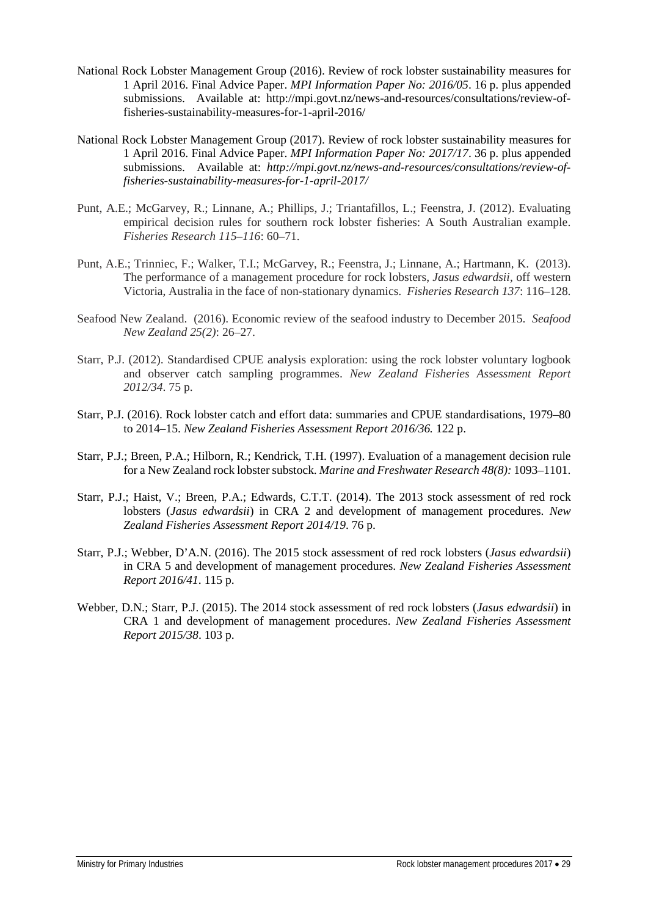National Rock Lobster Management Group (2016). Review of rock lobster sustainability measures for 1 April 2016. Final Advice Paper. *MPI Information Paper No: 2016/05*. 16 p. plus appended submissions. Available at: http://mpi.govt.nz/news-and-resources/consultations/review-of-fisheries-sustainability-measures-for-1-april-2016/

National Rock Lobster Management Group (2017). Review of rock lobster sustainability measures for 1 April 2016. Final Advice Paper. *MPI Information Paper No: 2017/17*. 36 p. plus appended submissions. Available at: *http://mpi.govt.nz/news-and-resources/consultations/review-of-fisheries-sustainability-measures-for-1-april-2017/*

Punt, A.E.; McGarvey, R.; Linnane, A.; Phillips, J.; Triantafillos, L.; Feenstra, J. (2012). Evaluating empirical decision rules for southern rock lobster fisheries: A South Australian example. *Fisheries Research 115–116*: 60–71.

Punt, A.E.; Trinniec, F.; Walker, T.I.; McGarvey, R.; Feenstra, J.; Linnane, A.; Hartmann, K. (2013). The performance of a management procedure for rock lobsters, *Jasus edwardsii*, off western Victoria, Australia in the face of non-stationary dynamics. *Fisheries Research 137*: 116–128.

Seafood New Zealand. (2016). Economic review of the seafood industry to December 2015. *Seafood New Zealand 25(2)*: 26–27.

Starr, P.J. (2012). Standardised CPUE analysis exploration: using the rock lobster voluntary logbook and observer catch sampling programmes. *New Zealand Fisheries Assessment Report 2012/34*. 75 p.

Starr, P.J. (2016). Rock lobster catch and effort data: summaries and CPUE standardisations, 1979–80 to 2014–15. *New Zealand Fisheries Assessment Report 2016/36.* 122 p.

Starr, P.J.; Breen, P.A.; Hilborn, R.; Kendrick, T.H. (1997). Evaluation of a management decision rule for a New Zealand rock lobster substock. *Marine and Freshwater Research 48(8):* 1093–1101.

Starr, P.J.; Haist, V.; Breen, P.A.; Edwards, C.T.T. (2014). The 2013 stock assessment of red rock lobsters (*Jasus edwardsii*) in CRA 2 and development of management procedures. *New Zealand Fisheries Assessment Report 2014/19*. 76 p.

Starr, P.J.; Webber, D'A.N. (2016). The 2015 stock assessment of red rock lobsters (*Jasus edwardsii*) in CRA 5 and development of management procedures. *New Zealand Fisheries Assessment Report 2016/41*. 115 p.

Webber, D.N.; Starr, P.J. (2015). The 2014 stock assessment of red rock lobsters (*Jasus edwardsii*) in CRA 1 and development of management procedures. *New Zealand Fisheries Assessment Report 2015/38*. 103 p.